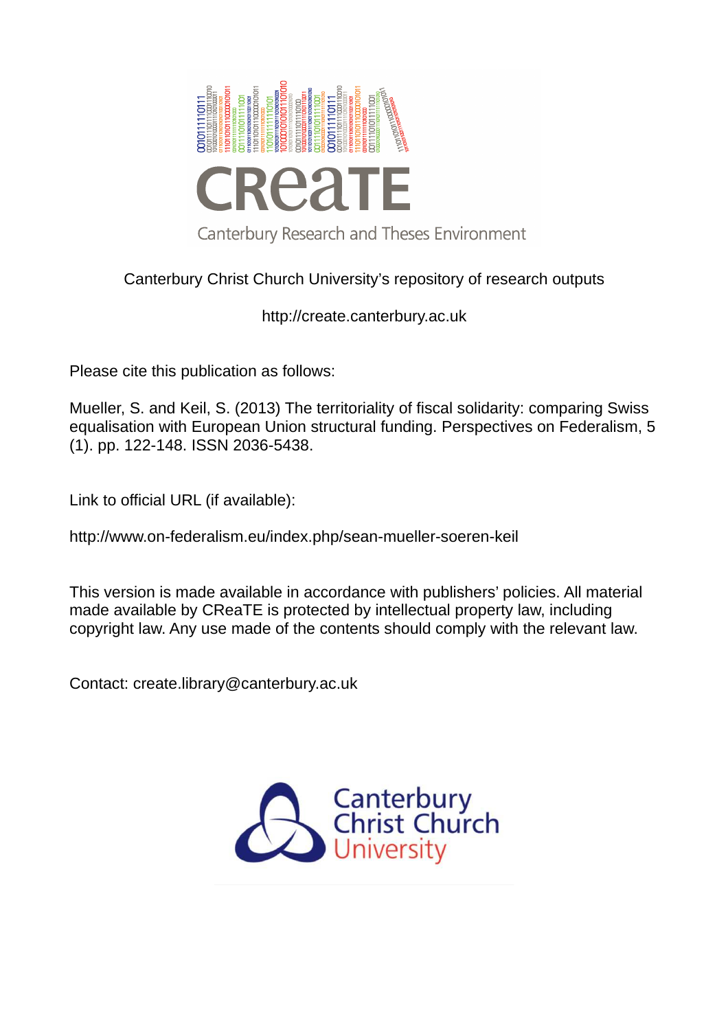CReaTE

Canterbury Research and Theses Environment

Canterbury Christ Church University's repository of research outputs

http://create.canterbury.ac.uk

Please cite this publication as follows:

Mueller, S. and Keil, S. (2013) The territoriality of fiscal solidarity: comparing Swiss equalisation with European Union structural funding. Perspectives on Federalism, 5 (1). pp. 122-148. ISSN 2036-5438.

Link to official URL (if available):

http://www.on-federalism.eu/index.php/sean-mueller-soeren-keil

This version is made available in accordance with publishers' policies. All material made available by CReaTE is protected by intellectual property law, including copyright law. Any use made of the contents should comply with the relevant law.

Contact: create.library@canterbury.ac.uk

Canterbury Christ Church University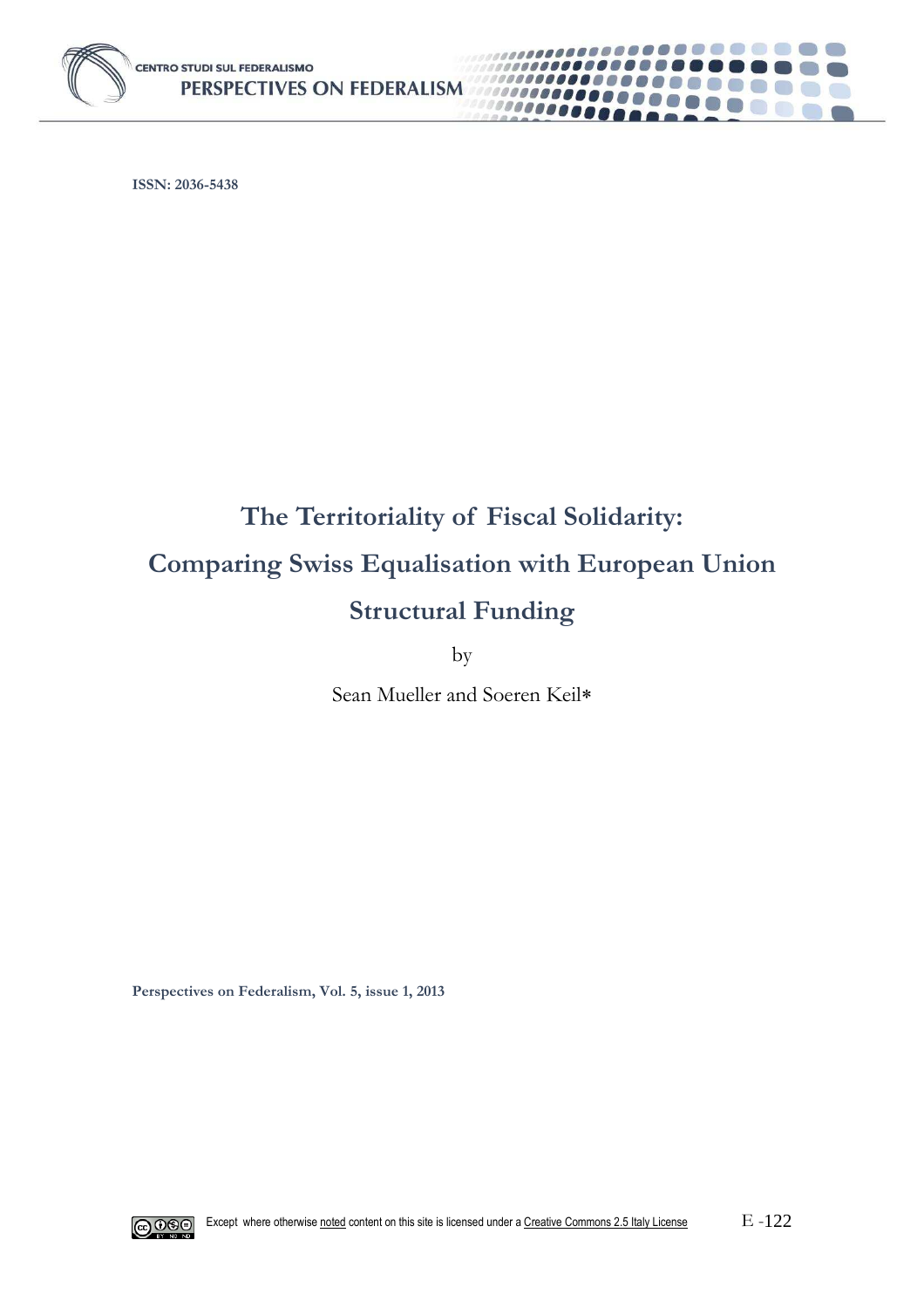ISSN: 2036-5438

# The Territoriality of Fiscal Solidarity: Comparing Swiss Equalisation with European Union Structural Funding

by

Sean Mueller and Soeren Keil*

Perspectives on Federalism, Vol. 5, issue 1, 2013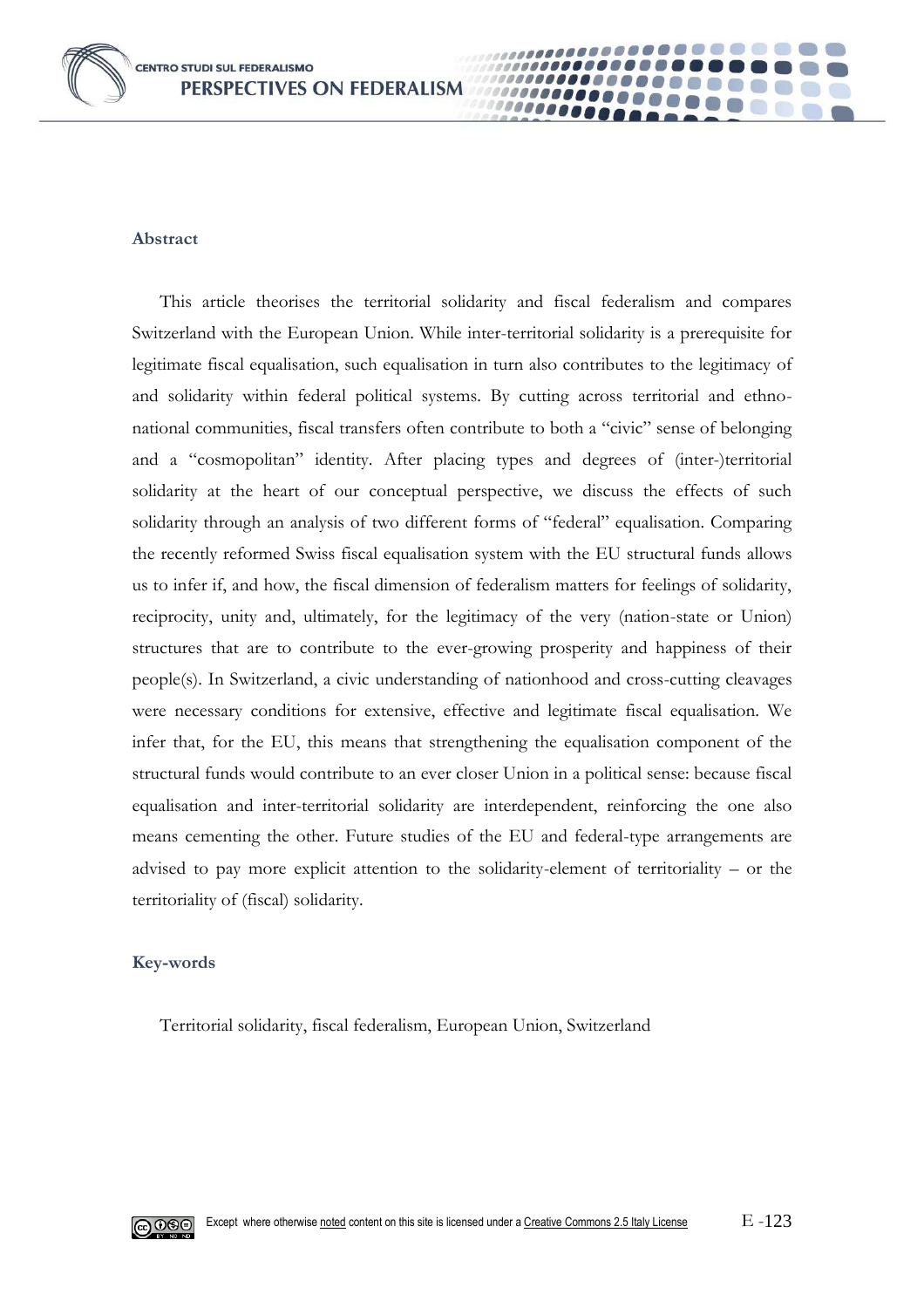## Abstract

This article theorises the territorial solidarity and fiscal federalism and compares Switzerland with the European Union. While inter-territorial solidarity is a prerequisite for legitimate fiscal equalisation, such equalisation in turn also contributes to the legitimacy of and solidarity within federal political systems. By cutting across territorial and ethno-national communities, fiscal transfers often contribute to both a "civic" sense of belonging and a "cosmopolitan" identity. After placing types and degrees of (inter-)territorial solidarity at the heart of our conceptual perspective, we discuss the effects of such solidarity through an analysis of two different forms of "federal" equalisation. Comparing the recently reformed Swiss fiscal equalisation system with the EU structural funds allows us to infer if, and how, the fiscal dimension of federalism matters for feelings of solidarity, reciprocity, unity and, ultimately, for the legitimacy of the very (nation-state or Union) structures that are to contribute to the ever-growing prosperity and happiness of their people(s). In Switzerland, a civic understanding of nationhood and cross-cutting cleavages were necessary conditions for extensive, effective and legitimate fiscal equalisation. We infer that, for the EU, this means that strengthening the equalisation component of the structural funds would contribute to an ever closer Union in a political sense: because fiscal equalisation and inter-territorial solidarity are interdependent, reinforcing the one also means cementing the other. Future studies of the EU and federal-type arrangements are advised to pay more explicit attention to the solidarity-element of territoriality – or the territoriality of (fiscal) solidarity.

## Key-words

Territorial solidarity, fiscal federalism, European Union, Switzerland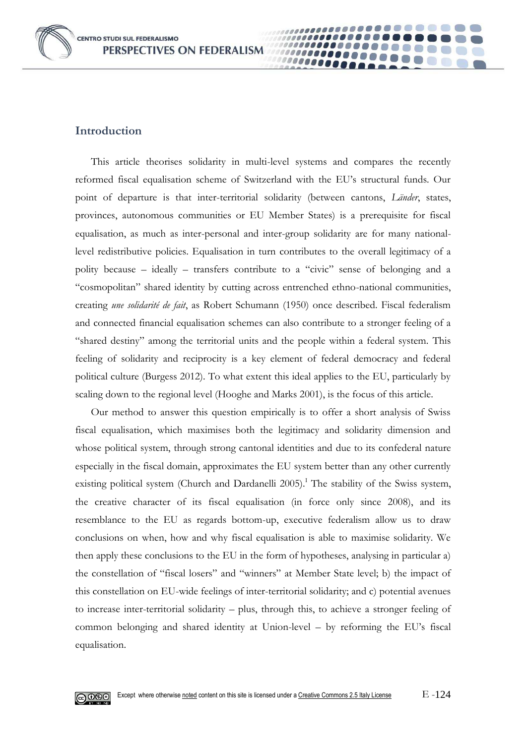## Introduction

This article theorises solidarity in multi-level systems and compares the recently reformed fiscal equalisation scheme of Switzerland with the EU's structural funds. Our point of departure is that inter-territorial solidarity (between cantons, *Länder*, states, provinces, autonomous communities or EU Member States) is a prerequisite for fiscal equalisation, as much as inter-personal and inter-group solidarity are for many national-level redistributive policies. Equalisation in turn contributes to the overall legitimacy of a polity because – ideally – transfers contribute to a "civic" sense of belonging and a "cosmopolitan" shared identity by cutting across entrenched ethno-national communities, creating *une solidarité de fait*, as Robert Schumann (1950) once described. Fiscal federalism and connected financial equalisation schemes can also contribute to a stronger feeling of a "shared destiny" among the territorial units and the people within a federal system. This feeling of solidarity and reciprocity is a key element of federal democracy and federal political culture (Burgess 2012). To what extent this ideal applies to the EU, particularly by scaling down to the regional level (Hooghe and Marks 2001), is the focus of this article.

Our method to answer this question empirically is to offer a short analysis of Swiss fiscal equalisation, which maximises both the legitimacy and solidarity dimension and whose political system, through strong cantonal identities and due to its confederal nature especially in the fiscal domain, approximates the EU system better than any other currently existing political system (Church and Dardanelli 2005).[1] The stability of the Swiss system, the creative character of its fiscal equalisation (in force only since 2008), and its resemblance to the EU as regards bottom-up, executive federalism allow us to draw conclusions on when, how and why fiscal equalisation is able to maximise solidarity. We then apply these conclusions to the EU in the form of hypotheses, analysing in particular a) the constellation of "fiscal losers" and "winners" at Member State level; b) the impact of this constellation on EU-wide feelings of inter-territorial solidarity; and c) potential avenues to increase inter-territorial solidarity – plus, through this, to achieve a stronger feeling of common belonging and shared identity at Union-level – by reforming the EU's fiscal equalisation.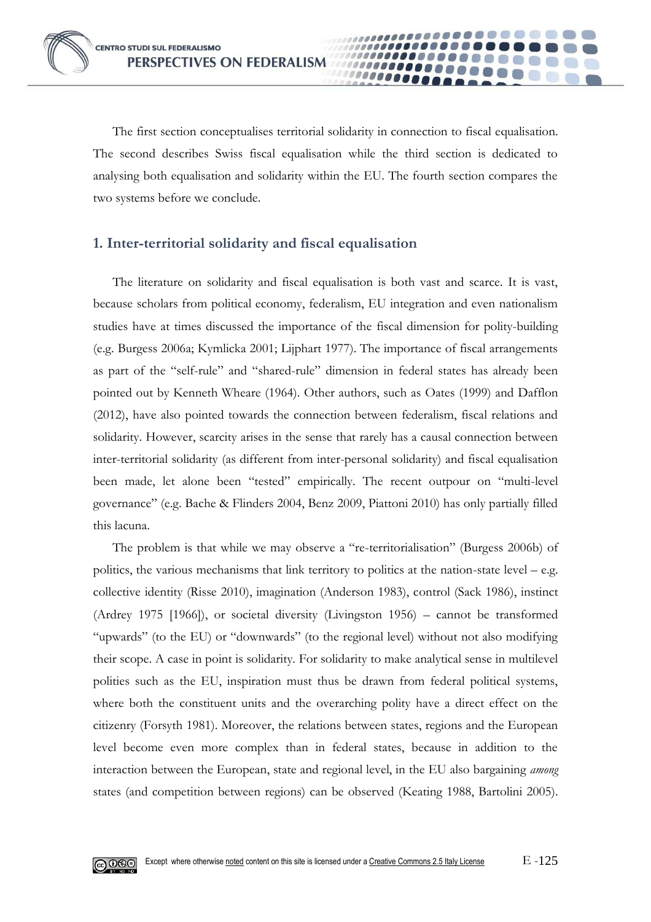The first section conceptualises territorial solidarity in connection to fiscal equalisation. The second describes Swiss fiscal equalisation while the third section is dedicated to analysing both equalisation and solidarity within the EU. The fourth section compares the two systems before we conclude.

## 1. Inter-territorial solidarity and fiscal equalisation

The literature on solidarity and fiscal equalisation is both vast and scarce. It is vast, because scholars from political economy, federalism, EU integration and even nationalism studies have at times discussed the importance of the fiscal dimension for polity-building (e.g. Burgess 2006a; Kymlicka 2001; Lijphart 1977). The importance of fiscal arrangements as part of the "self-rule" and "shared-rule" dimension in federal states has already been pointed out by Kenneth Wheare (1964). Other authors, such as Oates (1999) and Dafflon (2012), have also pointed towards the connection between federalism, fiscal relations and solidarity. However, scarcity arises in the sense that rarely has a causal connection between inter-territorial solidarity (as different from inter-personal solidarity) and fiscal equalisation been made, let alone been "tested" empirically. The recent outpour on "multi-level governance" (e.g. Bache & Flinders 2004, Benz 2009, Piattoni 2010) has only partially filled this lacuna.

The problem is that while we may observe a "re-territorialisation" (Burgess 2006b) of politics, the various mechanisms that link territory to politics at the nation-state level – e.g. collective identity (Risse 2010), imagination (Anderson 1983), control (Sack 1986), instinct (Ardrey 1975 [1966]), or societal diversity (Livingston 1956) – cannot be transformed "upwards" (to the EU) or "downwards" (to the regional level) without not also modifying their scope. A case in point is solidarity. For solidarity to make analytical sense in multilevel polities such as the EU, inspiration must thus be drawn from federal political systems, where both the constituent units and the overarching polity have a direct effect on the citizenry (Forsyth 1981). Moreover, the relations between states, regions and the European level become even more complex than in federal states, because in addition to the interaction between the European, state and regional level, in the EU also bargaining *among* states (and competition between regions) can be observed (Keating 1988, Bartolini 2005).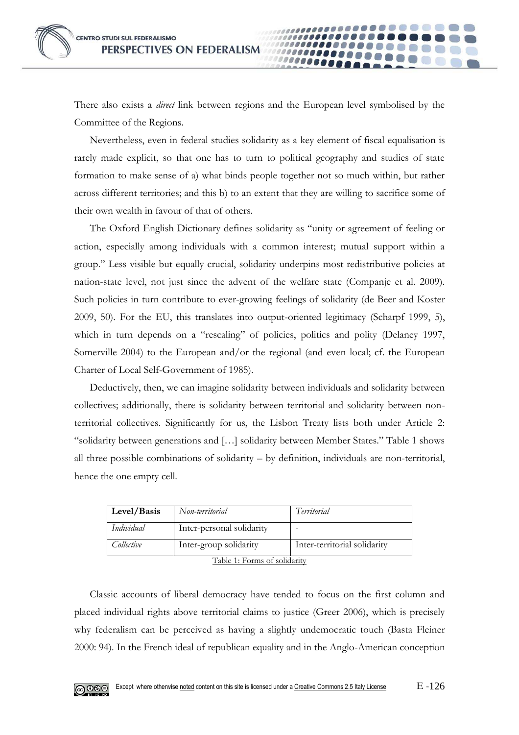There also exists a *direct* link between regions and the European level symbolised by the Committee of the Regions.

Nevertheless, even in federal studies solidarity as a key element of fiscal equalisation is rarely made explicit, so that one has to turn to political geography and studies of state formation to make sense of a) what binds people together not so much within, but rather across different territories; and this b) to an extent that they are willing to sacrifice some of their own wealth in favour of that of others.

The Oxford English Dictionary defines solidarity as "unity or agreement of feeling or action, especially among individuals with a common interest; mutual support within a group." Less visible but equally crucial, solidarity underpins most redistributive policies at nation-state level, not just since the advent of the welfare state (Companje et al. 2009). Such policies in turn contribute to ever-growing feelings of solidarity (de Beer and Koster 2009, 50). For the EU, this translates into output-oriented legitimacy (Scharpf 1999, 5), which in turn depends on a "rescaling" of policies, politics and polity (Delaney 1997, Somerville 2004) to the European and/or the regional (and even local; cf. the European Charter of Local Self-Government of 1985).

Deductively, then, we can imagine solidarity between individuals and solidarity between collectives; additionally, there is solidarity between territorial and solidarity between non-territorial collectives. Significantly for us, the Lisbon Treaty lists both under Article 2: "solidarity between generations and […] solidarity between Member States." Table 1 shows all three possible combinations of solidarity – by definition, individuals are non-territorial, hence the one empty cell.

| **Level/Basis** | *Non-territorial* | *Territorial* |
|---|---|---|
| *Individual* | Inter-personal solidarity | - |
| *Collective* | Inter-group solidarity | Inter-territorial solidarity |

Table 1: Forms of solidarity

Classic accounts of liberal democracy have tended to focus on the first column and placed individual rights above territorial claims to justice (Greer 2006), which is precisely why federalism can be perceived as having a slightly undemocratic touch (Basta Fleiner 2000: 94). In the French ideal of republican equality and in the Anglo-American conception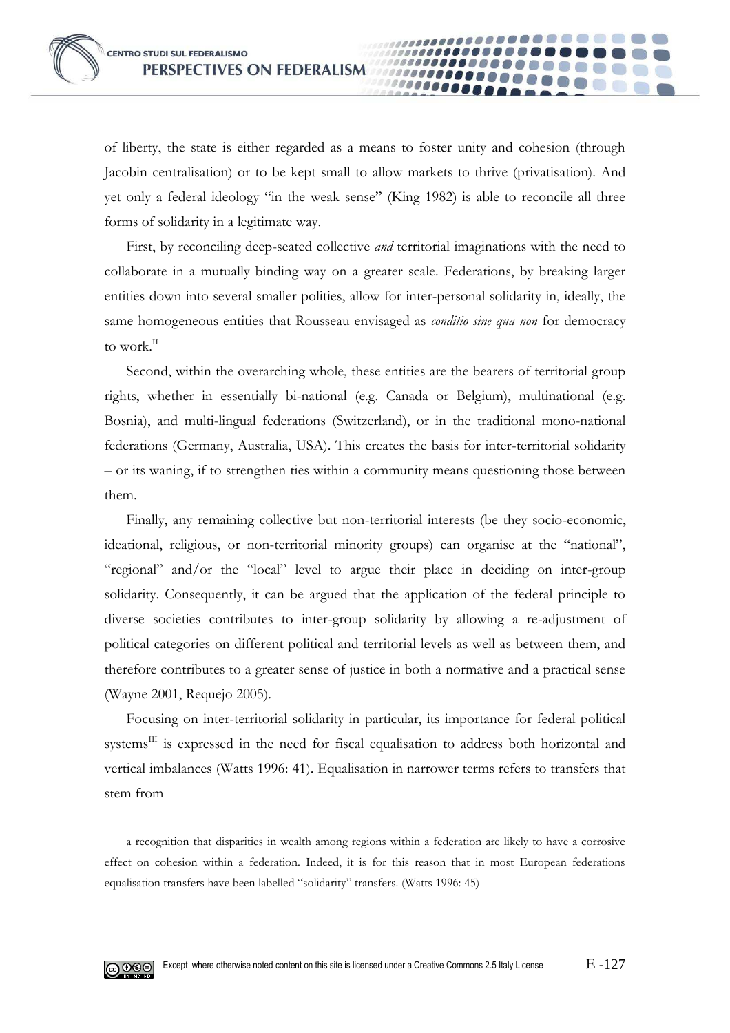of liberty, the state is either regarded as a means to foster unity and cohesion (through Jacobin centralisation) or to be kept small to allow markets to thrive (privatisation). And yet only a federal ideology "in the weak sense" (King 1982) is able to reconcile all three forms of solidarity in a legitimate way.

First, by reconciling deep-seated collective *and* territorial imaginations with the need to collaborate in a mutually binding way on a greater scale. Federations, by breaking larger entities down into several smaller polities, allow for inter-personal solidarity in, ideally, the same homogeneous entities that Rousseau envisaged as *conditio sine qua non* for democracy to work.[II]

Second, within the overarching whole, these entities are the bearers of territorial group rights, whether in essentially bi-national (e.g. Canada or Belgium), multinational (e.g. Bosnia), and multi-lingual federations (Switzerland), or in the traditional mono-national federations (Germany, Australia, USA). This creates the basis for inter-territorial solidarity – or its waning, if to strengthen ties within a community means questioning those between them.

Finally, any remaining collective but non-territorial interests (be they socio-economic, ideational, religious, or non-territorial minority groups) can organise at the "national", "regional" and/or the "local" level to argue their place in deciding on inter-group solidarity. Consequently, it can be argued that the application of the federal principle to diverse societies contributes to inter-group solidarity by allowing a re-adjustment of political categories on different political and territorial levels as well as between them, and therefore contributes to a greater sense of justice in both a normative and a practical sense (Wayne 2001, Requejo 2005).

Focusing on inter-territorial solidarity in particular, its importance for federal political systems[III] is expressed in the need for fiscal equalisation to address both horizontal and vertical imbalances (Watts 1996: 41). Equalisation in narrower terms refers to transfers that stem from

> a recognition that disparities in wealth among regions within a federation are likely to have a corrosive effect on cohesion within a federation. Indeed, it is for this reason that in most European federations equalisation transfers have been labelled "solidarity" transfers. (Watts 1996: 45)

Except where otherwise noted content on this site is licensed under a Creative Commons 2.5 Italy License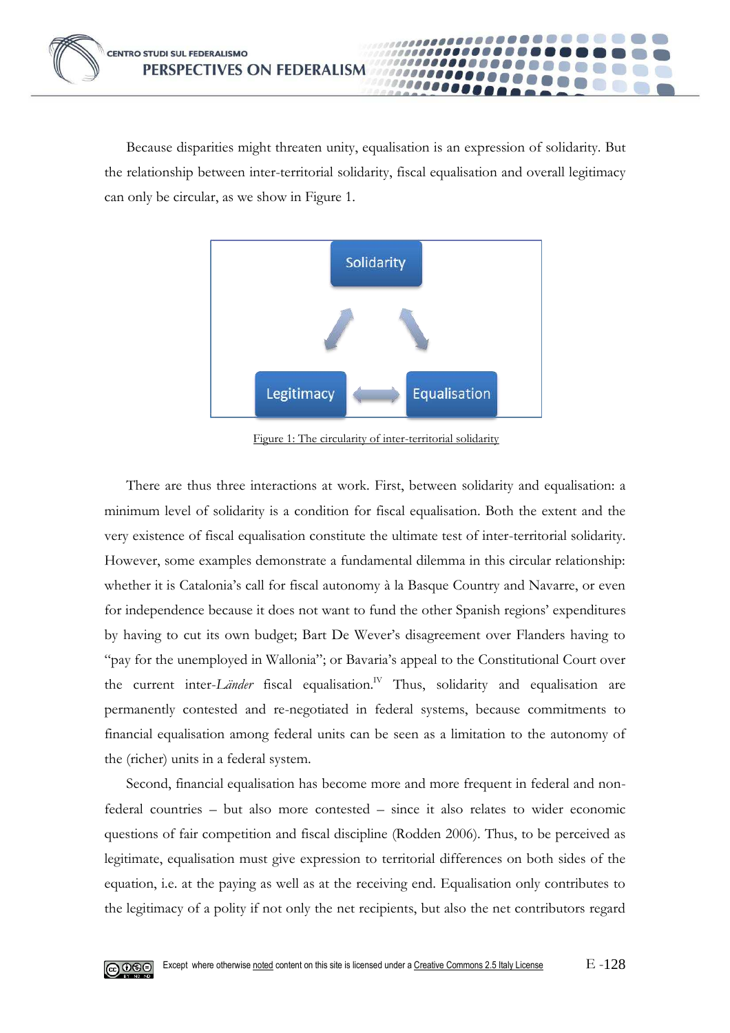Because disparities might threaten unity, equalisation is an expression of solidarity. But the relationship between inter-territorial solidarity, fiscal equalisation and overall legitimacy can only be circular, as we show in Figure 1.

Solidarity

Legitimacy

Equalisation

Figure 1: The circularity of inter-territorial solidarity

There are thus three interactions at work. First, between solidarity and equalisation: a minimum level of solidarity is a condition for fiscal equalisation. Both the extent and the very existence of fiscal equalisation constitute the ultimate test of inter-territorial solidarity. However, some examples demonstrate a fundamental dilemma in this circular relationship: whether it is Catalonia's call for fiscal autonomy à la Basque Country and Navarre, or even for independence because it does not want to fund the other Spanish regions' expenditures by having to cut its own budget; Bart De Wever's disagreement over Flanders having to "pay for the unemployed in Wallonia"; or Bavaria's appeal to the Constitutional Court over the current inter-*Länder* fiscal equalisation.[IV] Thus, solidarity and equalisation are permanently contested and re-negotiated in federal systems, because commitments to financial equalisation among federal units can be seen as a limitation to the autonomy of the (richer) units in a federal system.

Second, financial equalisation has become more and more frequent in federal and non-federal countries – but also more contested – since it also relates to wider economic questions of fair competition and fiscal discipline (Rodden 2006). Thus, to be perceived as legitimate, equalisation must give expression to territorial differences on both sides of the equation, i.e. at the paying as well as at the receiving end. Equalisation only contributes to the legitimacy of a polity if not only the net recipients, but also the net contributors regard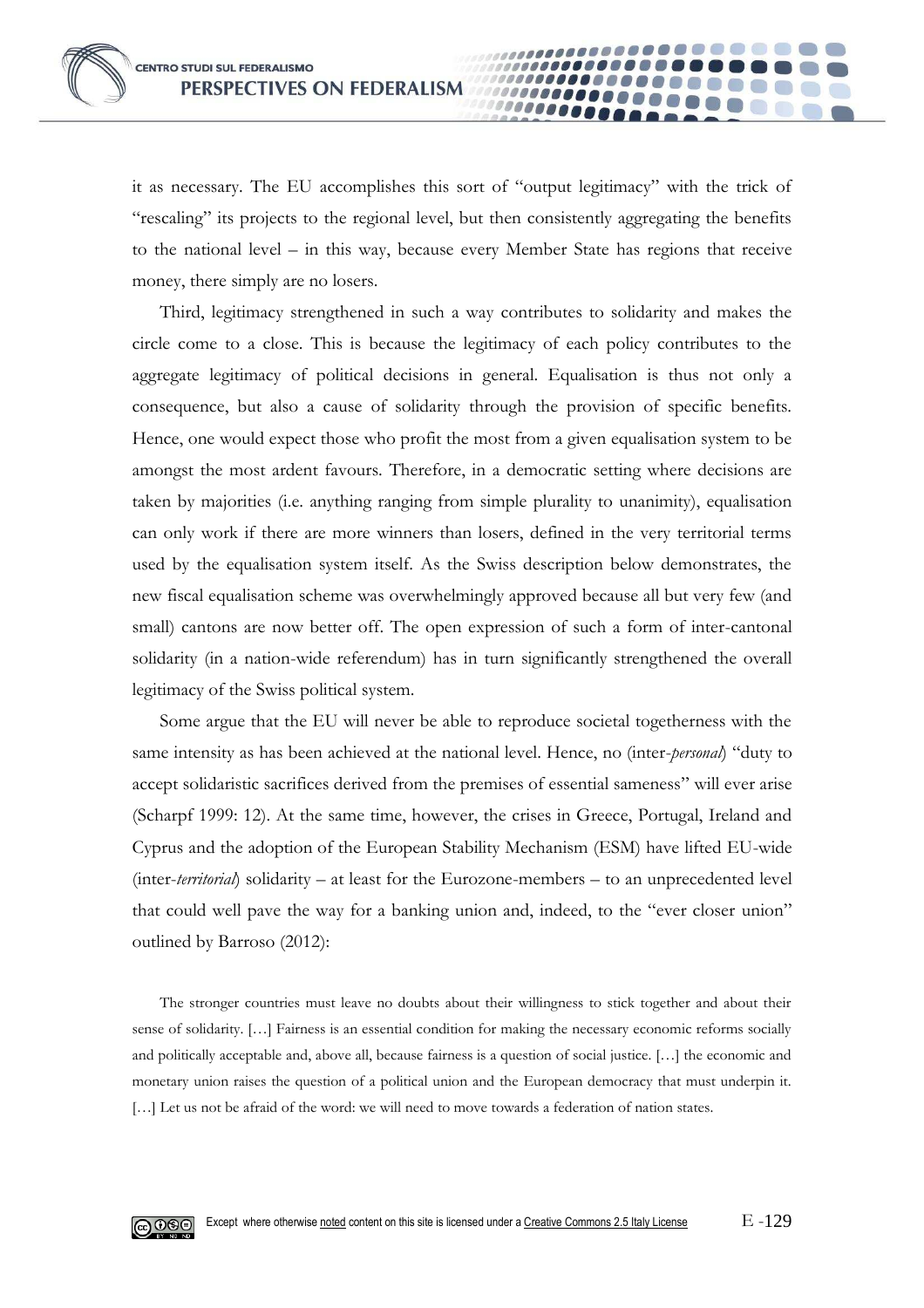it as necessary. The EU accomplishes this sort of "output legitimacy" with the trick of "rescaling" its projects to the regional level, but then consistently aggregating the benefits to the national level – in this way, because every Member State has regions that receive money, there simply are no losers.

Third, legitimacy strengthened in such a way contributes to solidarity and makes the circle come to a close. This is because the legitimacy of each policy contributes to the aggregate legitimacy of political decisions in general. Equalisation is thus not only a consequence, but also a cause of solidarity through the provision of specific benefits. Hence, one would expect those who profit the most from a given equalisation system to be amongst the most ardent favours. Therefore, in a democratic setting where decisions are taken by majorities (i.e. anything ranging from simple plurality to unanimity), equalisation can only work if there are more winners than losers, defined in the very territorial terms used by the equalisation system itself. As the Swiss description below demonstrates, the new fiscal equalisation scheme was overwhelmingly approved because all but very few (and small) cantons are now better off. The open expression of such a form of inter-cantonal solidarity (in a nation-wide referendum) has in turn significantly strengthened the overall legitimacy of the Swiss political system.

Some argue that the EU will never be able to reproduce societal togetherness with the same intensity as has been achieved at the national level. Hence, no (inter-*personal*) "duty to accept solidaristic sacrifices derived from the premises of essential sameness" will ever arise (Scharpf 1999: 12). At the same time, however, the crises in Greece, Portugal, Ireland and Cyprus and the adoption of the European Stability Mechanism (ESM) have lifted EU-wide (inter-*territorial*) solidarity – at least for the Eurozone-members – to an unprecedented level that could well pave the way for a banking union and, indeed, to the "ever closer union" outlined by Barroso (2012):

> The stronger countries must leave no doubts about their willingness to stick together and about their sense of solidarity. […] Fairness is an essential condition for making the necessary economic reforms socially and politically acceptable and, above all, because fairness is a question of social justice. […] the economic and monetary union raises the question of a political union and the European democracy that must underpin it. […] Let us not be afraid of the word: we will need to move towards a federation of nation states.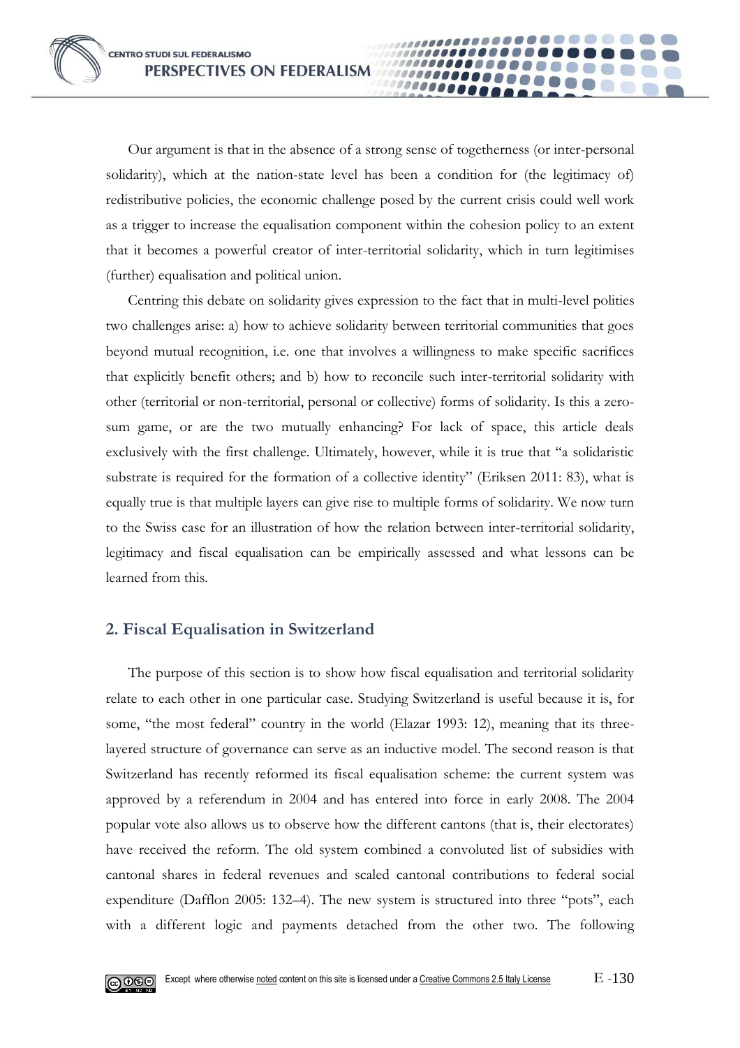Our argument is that in the absence of a strong sense of togetherness (or inter-personal solidarity), which at the nation-state level has been a condition for (the legitimacy of) redistributive policies, the economic challenge posed by the current crisis could well work as a trigger to increase the equalisation component within the cohesion policy to an extent that it becomes a powerful creator of inter-territorial solidarity, which in turn legitimises (further) equalisation and political union.

Centring this debate on solidarity gives expression to the fact that in multi-level polities two challenges arise: a) how to achieve solidarity between territorial communities that goes beyond mutual recognition, i.e. one that involves a willingness to make specific sacrifices that explicitly benefit others; and b) how to reconcile such inter-territorial solidarity with other (territorial or non-territorial, personal or collective) forms of solidarity. Is this a zero-sum game, or are the two mutually enhancing? For lack of space, this article deals exclusively with the first challenge. Ultimately, however, while it is true that "a solidaristic substrate is required for the formation of a collective identity" (Eriksen 2011: 83), what is equally true is that multiple layers can give rise to multiple forms of solidarity. We now turn to the Swiss case for an illustration of how the relation between inter-territorial solidarity, legitimacy and fiscal equalisation can be empirically assessed and what lessons can be learned from this.

## 2. Fiscal Equalisation in Switzerland

The purpose of this section is to show how fiscal equalisation and territorial solidarity relate to each other in one particular case. Studying Switzerland is useful because it is, for some, "the most federal" country in the world (Elazar 1993: 12), meaning that its three-layered structure of governance can serve as an inductive model. The second reason is that Switzerland has recently reformed its fiscal equalisation scheme: the current system was approved by a referendum in 2004 and has entered into force in early 2008. The 2004 popular vote also allows us to observe how the different cantons (that is, their electorates) have received the reform. The old system combined a convoluted list of subsidies with cantonal shares in federal revenues and scaled cantonal contributions to federal social expenditure (Dafflon 2005: 132–4). The new system is structured into three "pots", each with a different logic and payments detached from the other two. The following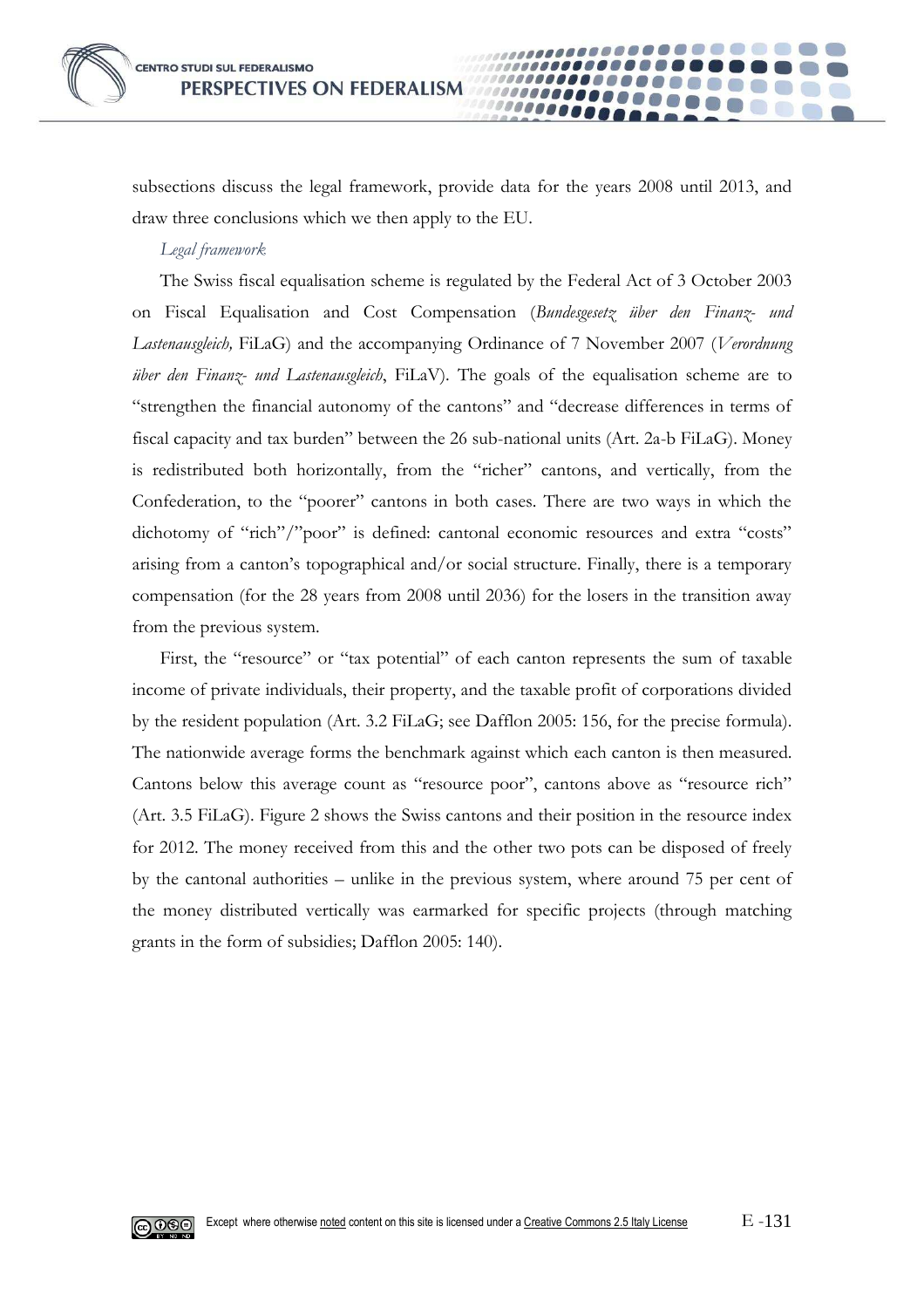subsections discuss the legal framework, provide data for the years 2008 until 2013, and draw three conclusions which we then apply to the EU.

*Legal framework*

The Swiss fiscal equalisation scheme is regulated by the Federal Act of 3 October 2003 on Fiscal Equalisation and Cost Compensation (*Bundesgesetz über den Finanz- und Lastenausgleich,* FiLaG) and the accompanying Ordinance of 7 November 2007 (*Verordnung über den Finanz- und Lastenausgleich*, FiLaV). The goals of the equalisation scheme are to "strengthen the financial autonomy of the cantons" and "decrease differences in terms of fiscal capacity and tax burden" between the 26 sub-national units (Art. 2a-b FiLaG). Money is redistributed both horizontally, from the "richer" cantons, and vertically, from the Confederation, to the "poorer" cantons in both cases. There are two ways in which the dichotomy of "rich"/"poor" is defined: cantonal economic resources and extra "costs" arising from a canton's topographical and/or social structure. Finally, there is a temporary compensation (for the 28 years from 2008 until 2036) for the losers in the transition away from the previous system.

First, the "resource" or "tax potential" of each canton represents the sum of taxable income of private individuals, their property, and the taxable profit of corporations divided by the resident population (Art. 3.2 FiLaG; see Dafflon 2005: 156, for the precise formula). The nationwide average forms the benchmark against which each canton is then measured. Cantons below this average count as "resource poor", cantons above as "resource rich" (Art. 3.5 FiLaG). Figure 2 shows the Swiss cantons and their position in the resource index for 2012. The money received from this and the other two pots can be disposed of freely by the cantonal authorities – unlike in the previous system, where around 75 per cent of the money distributed vertically was earmarked for specific projects (through matching grants in the form of subsidies; Dafflon 2005: 140).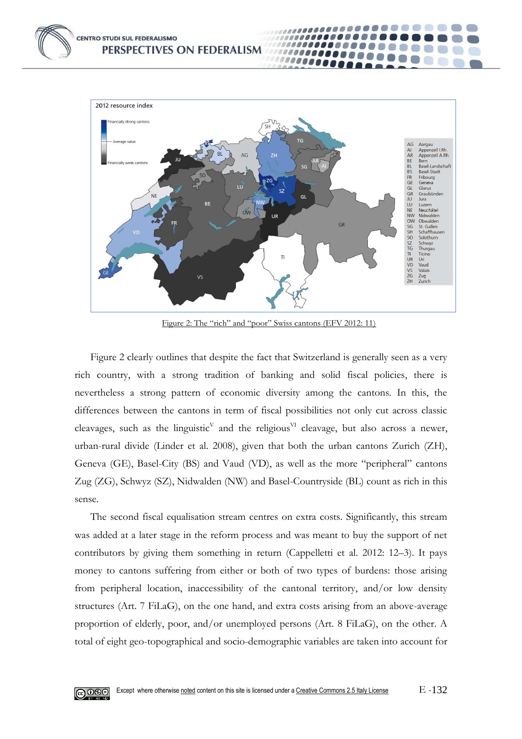2012 resource index

Financially strong cantons

Average value

Financially weak cantons

SH TG ZH JU BL AG AR AI SG SO LU ZG SZ NE GL NW OW UR BE FR GR VD TI GE VS

AG Aargau
AI Appenzell I.Rh.
AR Appenzell A.Rh.
BE Bern
BL Basel-Landschaft
BS Basel-Stadt
FR Fribourg
GE Geneva
GL Glarus
GR Graubünden
JU Jura
LU Luzern
NE Neuchâtel
NW Nidwalden
OW Obwalden
SG St. Gallen
SH Schaffhausen
SO Solothurn
SZ Schwyz
TG Thurgau
TI Ticino
UR Uri
VD Vaud
VS Valais
ZG Zug
ZH Zurich

Figure 2: The "rich" and "poor" Swiss cantons (EFV 2012: 11)

Figure 2 clearly outlines that despite the fact that Switzerland is generally seen as a very rich country, with a strong tradition of banking and solid fiscal policies, there is nevertheless a strong pattern of economic diversity among the cantons. In this, the differences between the cantons in term of fiscal possibilities not only cut across classic cleavages, such as the linguistic[V] and the religious[VI] cleavage, but also across a newer, urban-rural divide (Linder et al. 2008), given that both the urban cantons Zurich (ZH), Geneva (GE), Basel-City (BS) and Vaud (VD), as well as the more "peripheral" cantons Zug (ZG), Schwyz (SZ), Nidwalden (NW) and Basel-Countryside (BL) count as rich in this sense.

The second fiscal equalisation stream centres on extra costs. Significantly, this stream was added at a later stage in the reform process and was meant to buy the support of net contributors by giving them something in return (Cappelletti et al. 2012: 12–3). It pays money to cantons suffering from either or both of two types of burdens: those arising from peripheral location, inaccessibility of the cantonal territory, and/or low density structures (Art. 7 FiLaG), on the one hand, and extra costs arising from an above-average proportion of elderly, poor, and/or unemployed persons (Art. 8 FiLaG), on the other. A total of eight geo-topographical and socio-demographic variables are taken into account for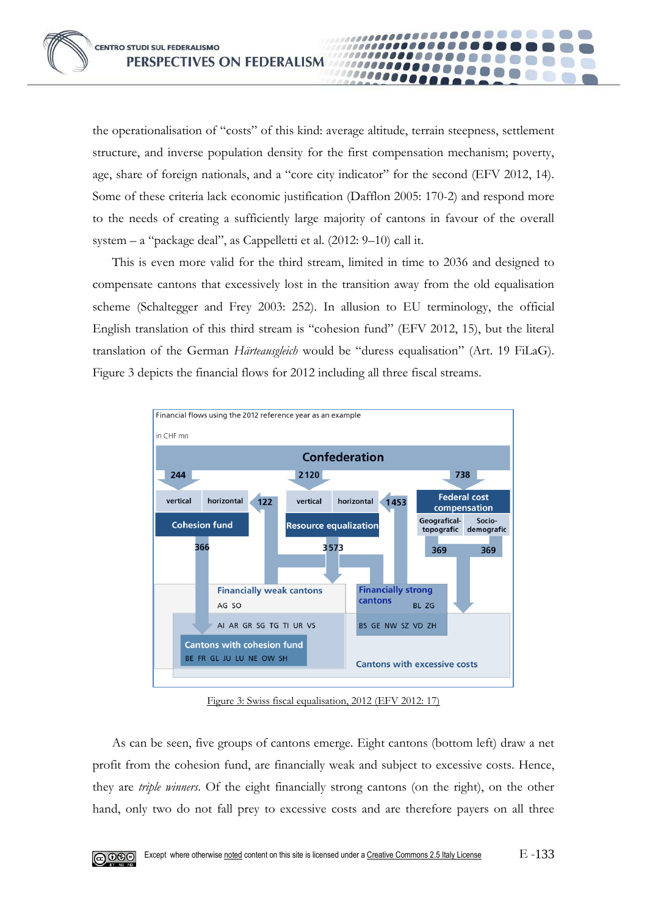the operationalisation of "costs" of this kind: average altitude, terrain steepness, settlement structure, and inverse population density for the first compensation mechanism; poverty, age, share of foreign nationals, and a "core city indicator" for the second (EFV 2012, 14). Some of these criteria lack economic justification (Dafflon 2005: 170-2) and respond more to the needs of creating a sufficiently large majority of cantons in favour of the overall system – a "package deal", as Cappelletti et al. (2012: 9–10) call it.

This is even more valid for the third stream, limited in time to 2036 and designed to compensate cantons that excessively lost in the transition away from the old equalisation scheme (Schaltegger and Frey 2003: 252). In allusion to EU terminology, the official English translation of this third stream is "cohesion fund" (EFV 2012, 15), but the literal translation of the German *Härteausgleich* would be "duress equalisation" (Art. 19 FiLaG). Figure 3 depicts the financial flows for 2012 including all three fiscal streams.

Financial flows using the 2012 reference year as an example

in CHF mn

Confederation

244

2 120

738

vertical

horizontal

122

vertical

horizontal

1 453

Federal cost compensation

Cohesion fund

Resource equalization

Geografical-topografic

Socio-demografic

366

3 573

369

369

Financially weak cantons

AG SO

Financially strong cantons

BL ZG

AI AR GR SG TG TI UR VS

BS GE NW SZ VD ZH

Cantons with cohesion fund

BE FR GL JU LU NE OW SH

Cantons with excessive costs

Figure 3: Swiss fiscal equalisation, 2012 (EFV 2012: 17)

As can be seen, five groups of cantons emerge. Eight cantons (bottom left) draw a net profit from the cohesion fund, are financially weak and subject to excessive costs. Hence, they are *triple winners*. Of the eight financially strong cantons (on the right), on the other hand, only two do not fall prey to excessive costs and are therefore payers on all three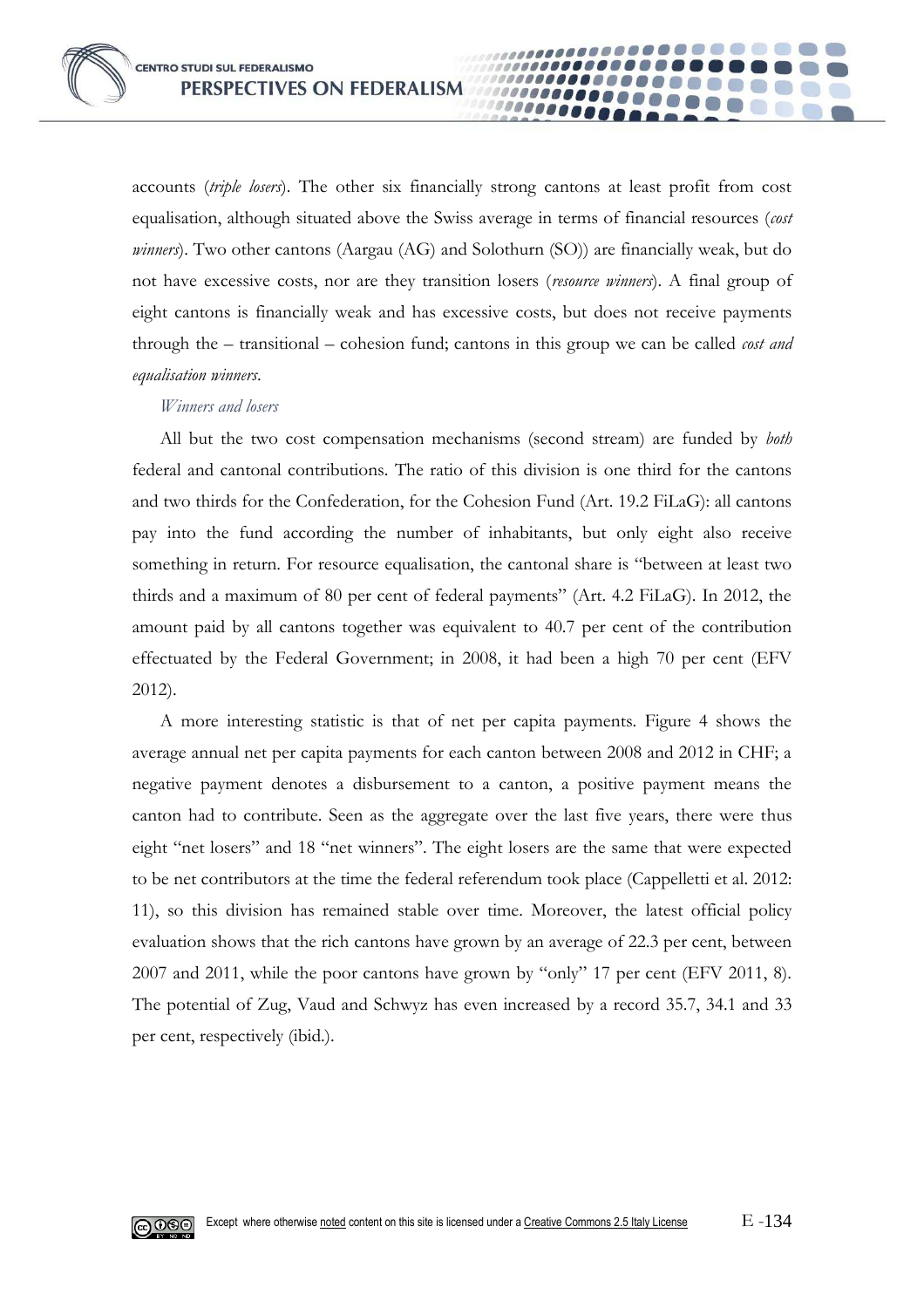accounts (*triple losers*). The other six financially strong cantons at least profit from cost equalisation, although situated above the Swiss average in terms of financial resources (*cost winners*). Two other cantons (Aargau (AG) and Solothurn (SO)) are financially weak, but do not have excessive costs, nor are they transition losers (*resource winners*). A final group of eight cantons is financially weak and has excessive costs, but does not receive payments through the – transitional – cohesion fund; cantons in this group we can be called *cost and equalisation winners*.

*Winners and losers*

All but the two cost compensation mechanisms (second stream) are funded by *both* federal and cantonal contributions. The ratio of this division is one third for the cantons and two thirds for the Confederation, for the Cohesion Fund (Art. 19.2 FiLaG): all cantons pay into the fund according the number of inhabitants, but only eight also receive something in return. For resource equalisation, the cantonal share is "between at least two thirds and a maximum of 80 per cent of federal payments" (Art. 4.2 FiLaG). In 2012, the amount paid by all cantons together was equivalent to 40.7 per cent of the contribution effectuated by the Federal Government; in 2008, it had been a high 70 per cent (EFV 2012).

A more interesting statistic is that of net per capita payments. Figure 4 shows the average annual net per capita payments for each canton between 2008 and 2012 in CHF; a negative payment denotes a disbursement to a canton, a positive payment means the canton had to contribute. Seen as the aggregate over the last five years, there were thus eight "net losers" and 18 "net winners". The eight losers are the same that were expected to be net contributors at the time the federal referendum took place (Cappelletti et al. 2012: 11), so this division has remained stable over time. Moreover, the latest official policy evaluation shows that the rich cantons have grown by an average of 22.3 per cent, between 2007 and 2011, while the poor cantons have grown by "only" 17 per cent (EFV 2011, 8). The potential of Zug, Vaud and Schwyz has even increased by a record 35.7, 34.1 and 33 per cent, respectively (ibid.).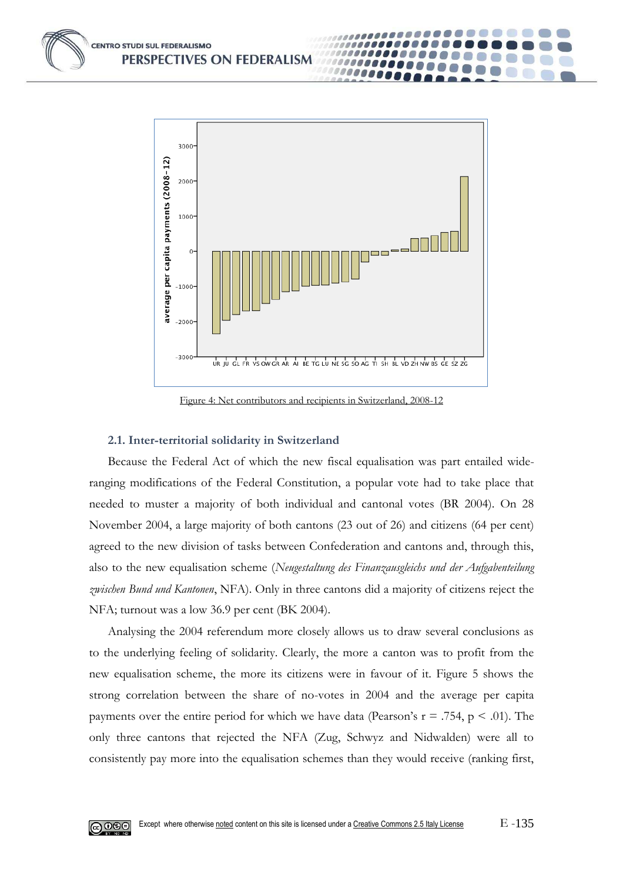average per capita payments (2008–12)

3000
2000
1000
0
-1000
-2000
-3000

UR JU GL FR VS OW GR AR AI BE TG LU NE SG SO AG TI SH BL VD ZH NW BS GE SZ ZG

Figure 4: Net contributors and recipients in Switzerland, 2008-12

### 2.1. Inter-territorial solidarity in Switzerland

Because the Federal Act of which the new fiscal equalisation was part entailed wide-ranging modifications of the Federal Constitution, a popular vote had to take place that needed to muster a majority of both individual and cantonal votes (BR 2004). On 28 November 2004, a large majority of both cantons (23 out of 26) and citizens (64 per cent) agreed to the new division of tasks between Confederation and cantons and, through this, also to the new equalisation scheme (*Neugestaltung des Finanzausgleichs und der Aufgabenteilung zwischen Bund und Kantonen*, NFA). Only in three cantons did a majority of citizens reject the NFA; turnout was a low 36.9 per cent (BK 2004).

Analysing the 2004 referendum more closely allows us to draw several conclusions as to the underlying feeling of solidarity. Clearly, the more a canton was to profit from the new equalisation scheme, the more its citizens were in favour of it. Figure 5 shows the strong correlation between the share of no-votes in 2004 and the average per capita payments over the entire period for which we have data (Pearson's $r = .754$, $p < .01$). The only three cantons that rejected the NFA (Zug, Schwyz and Nidwalden) were all to consistently pay more into the equalisation schemes than they would receive (ranking first,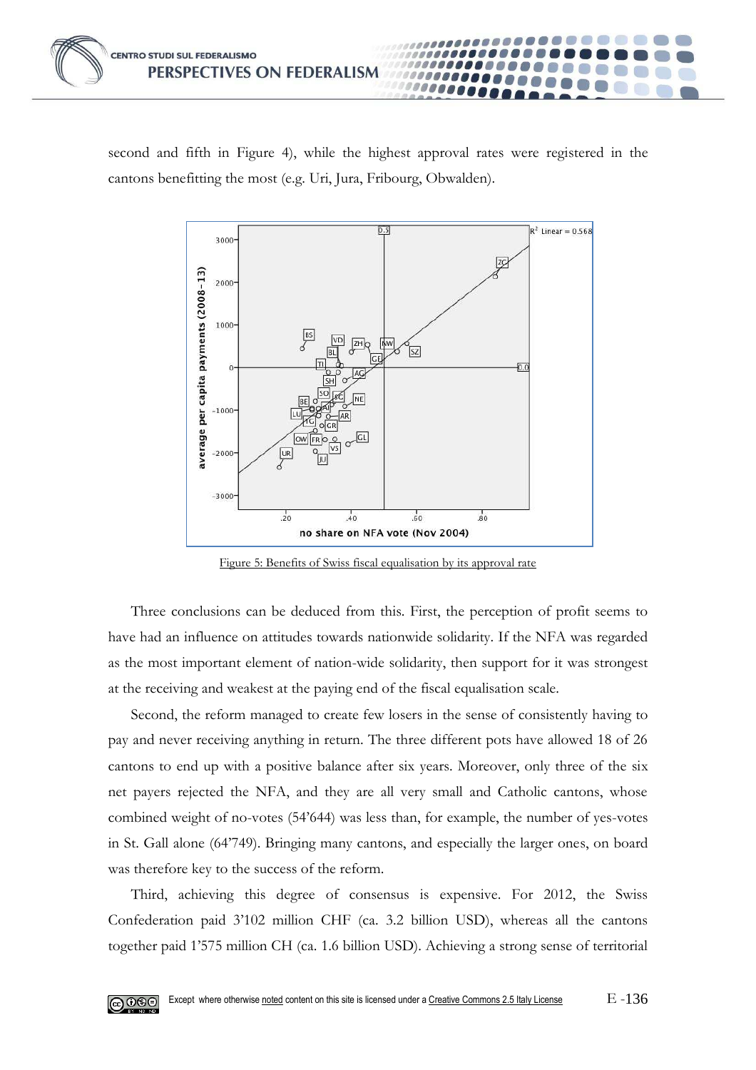second and fifth in Figure 4), while the highest approval rates were registered in the cantons benefitting the most (e.g. Uri, Jura, Fribourg, Obwalden).

0.5

$R^2$ Linear = 0.568

3000
2000
1000
0
-1000
-2000
-3000

average per capita payments (2008-13)

.20
.40
.60
.80

no share on NFA vote (Nov 2004)

0.0

ZG
SZ
NW
GE
ZH
VD
BS
BL
TI
AG
SH
SO
SG
NE
BE
AI
LU
TG
AR
GR
OW
FR
VS
GL
UR
JU

Figure 5: Benefits of Swiss fiscal equalisation by its approval rate

Three conclusions can be deduced from this. First, the perception of profit seems to have had an influence on attitudes towards nationwide solidarity. If the NFA was regarded as the most important element of nation-wide solidarity, then support for it was strongest at the receiving and weakest at the paying end of the fiscal equalisation scale.

Second, the reform managed to create few losers in the sense of consistently having to pay and never receiving anything in return. The three different pots have allowed 18 of 26 cantons to end up with a positive balance after six years. Moreover, only three of the six net payers rejected the NFA, and they are all very small and Catholic cantons, whose combined weight of no-votes (54'644) was less than, for example, the number of yes-votes in St. Gall alone (64'749). Bringing many cantons, and especially the larger ones, on board was therefore key to the success of the reform.

Third, achieving this degree of consensus is expensive. For 2012, the Swiss Confederation paid 3'102 million CHF (ca. 3.2 billion USD), whereas all the cantons together paid 1'575 million CH (ca. 1.6 billion USD). Achieving a strong sense of territorial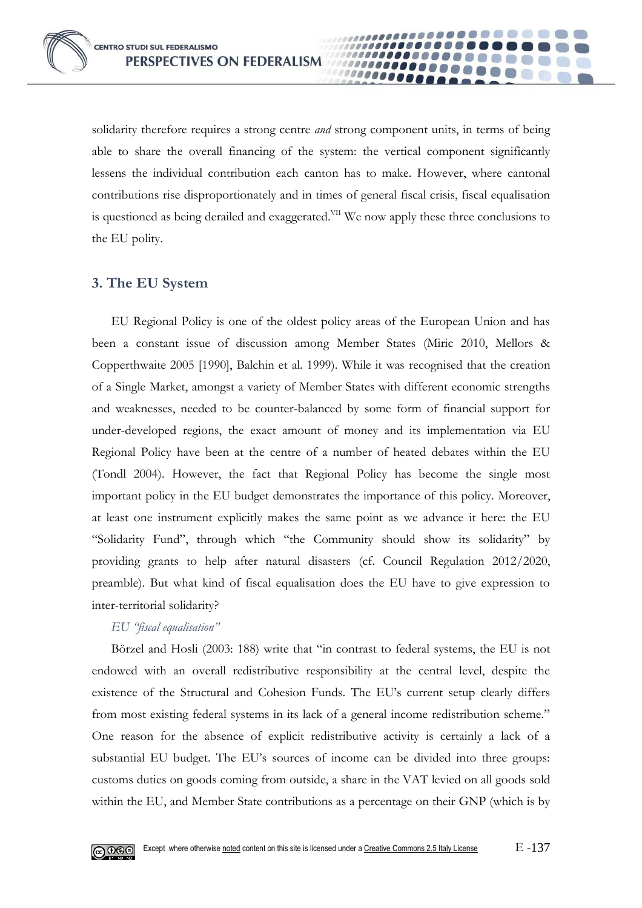solidarity therefore requires a strong centre *and* strong component units, in terms of being able to share the overall financing of the system: the vertical component significantly lessens the individual contribution each canton has to make. However, where cantonal contributions rise disproportionately and in times of general fiscal crisis, fiscal equalisation is questioned as being derailed and exaggerated.[VII] We now apply these three conclusions to the EU polity.

## 3. The EU System

EU Regional Policy is one of the oldest policy areas of the European Union and has been a constant issue of discussion among Member States (Miric 2010, Mellors & Copperthwaite 2005 [1990], Balchin et al. 1999). While it was recognised that the creation of a Single Market, amongst a variety of Member States with different economic strengths and weaknesses, needed to be counter-balanced by some form of financial support for under-developed regions, the exact amount of money and its implementation via EU Regional Policy have been at the centre of a number of heated debates within the EU (Tondl 2004). However, the fact that Regional Policy has become the single most important policy in the EU budget demonstrates the importance of this policy. Moreover, at least one instrument explicitly makes the same point as we advance it here: the EU "Solidarity Fund", through which "the Community should show its solidarity" by providing grants to help after natural disasters (cf. Council Regulation 2012/2020, preamble). But what kind of fiscal equalisation does the EU have to give expression to inter-territorial solidarity?

*EU "fiscal equalisation"*

Börzel and Hosli (2003: 188) write that "in contrast to federal systems, the EU is not endowed with an overall redistributive responsibility at the central level, despite the existence of the Structural and Cohesion Funds. The EU's current setup clearly differs from most existing federal systems in its lack of a general income redistribution scheme." One reason for the absence of explicit redistributive activity is certainly a lack of a substantial EU budget. The EU's sources of income can be divided into three groups: customs duties on goods coming from outside, a share in the VAT levied on all goods sold within the EU, and Member State contributions as a percentage on their GNP (which is by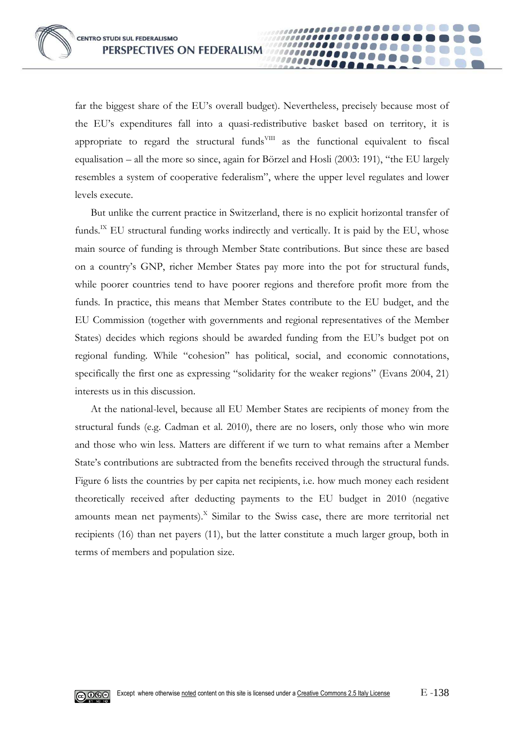far the biggest share of the EU's overall budget). Nevertheless, precisely because most of the EU's expenditures fall into a quasi-redistributive basket based on territory, it is appropriate to regard the structural funds[VIII] as the functional equivalent to fiscal equalisation – all the more so since, again for Börzel and Hosli (2003: 191), "the EU largely resembles a system of cooperative federalism", where the upper level regulates and lower levels execute.

But unlike the current practice in Switzerland, there is no explicit horizontal transfer of funds.[IX] EU structural funding works indirectly and vertically. It is paid by the EU, whose main source of funding is through Member State contributions. But since these are based on a country's GNP, richer Member States pay more into the pot for structural funds, while poorer countries tend to have poorer regions and therefore profit more from the funds. In practice, this means that Member States contribute to the EU budget, and the EU Commission (together with governments and regional representatives of the Member States) decides which regions should be awarded funding from the EU's budget pot on regional funding. While "cohesion" has political, social, and economic connotations, specifically the first one as expressing "solidarity for the weaker regions" (Evans 2004, 21) interests us in this discussion.

At the national-level, because all EU Member States are recipients of money from the structural funds (e.g. Cadman et al. 2010), there are no losers, only those who win more and those who win less. Matters are different if we turn to what remains after a Member State's contributions are subtracted from the benefits received through the structural funds. Figure 6 lists the countries by per capita net recipients, i.e. how much money each resident theoretically received after deducting payments to the EU budget in 2010 (negative amounts mean net payments).[X] Similar to the Swiss case, there are more territorial net recipients (16) than net payers (11), but the latter constitute a much larger group, both in terms of members and population size.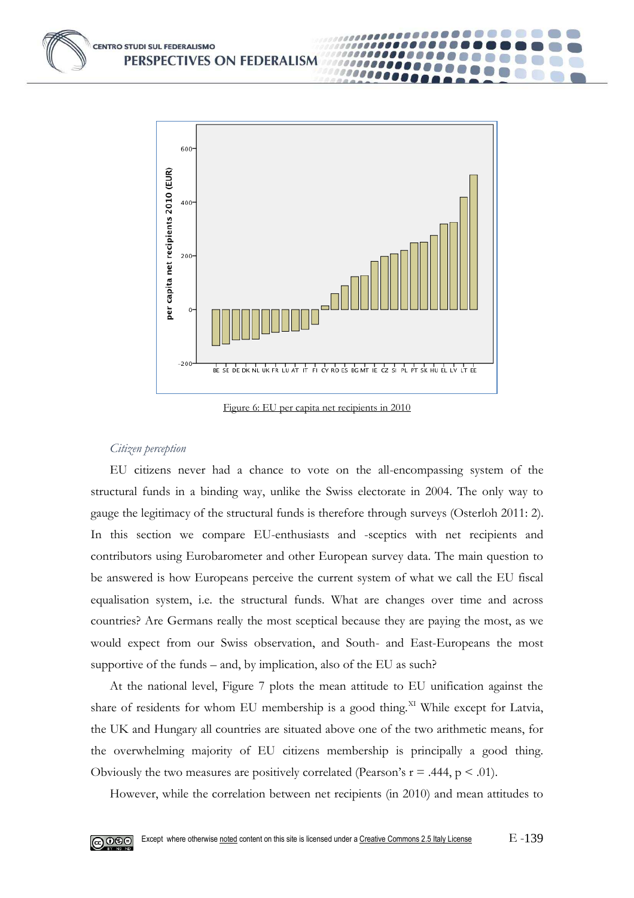per capita net recipients 2010 (EUR)

600

400

200

0

-200

BE SE DE DK NL UK FR LU AT IT FI CY RO ES BG MT IE CZ SI PL PT SK HU EL LV LT EE

Figure 6: EU per capita net recipients in 2010

*Citizen perception*

EU citizens never had a chance to vote on the all-encompassing system of the structural funds in a binding way, unlike the Swiss electorate in 2004. The only way to gauge the legitimacy of the structural funds is therefore through surveys (Osterloh 2011: 2). In this section we compare EU-enthusiasts and -sceptics with net recipients and contributors using Eurobarometer and other European survey data. The main question to be answered is how Europeans perceive the current system of what we call the EU fiscal equalisation system, i.e. the structural funds. What are changes over time and across countries? Are Germans really the most sceptical because they are paying the most, as we would expect from our Swiss observation, and South- and East-Europeans the most supportive of the funds – and, by implication, also of the EU as such?

At the national level, Figure 7 plots the mean attitude to EU unification against the share of residents for whom EU membership is a good thing.[XI] While except for Latvia, the UK and Hungary all countries are situated above one of the two arithmetic means, for the overwhelming majority of EU citizens membership is principally a good thing. Obviously the two measures are positively correlated (Pearson's $r = .444$, $p < .01$).

However, while the correlation between net recipients (in 2010) and mean attitudes to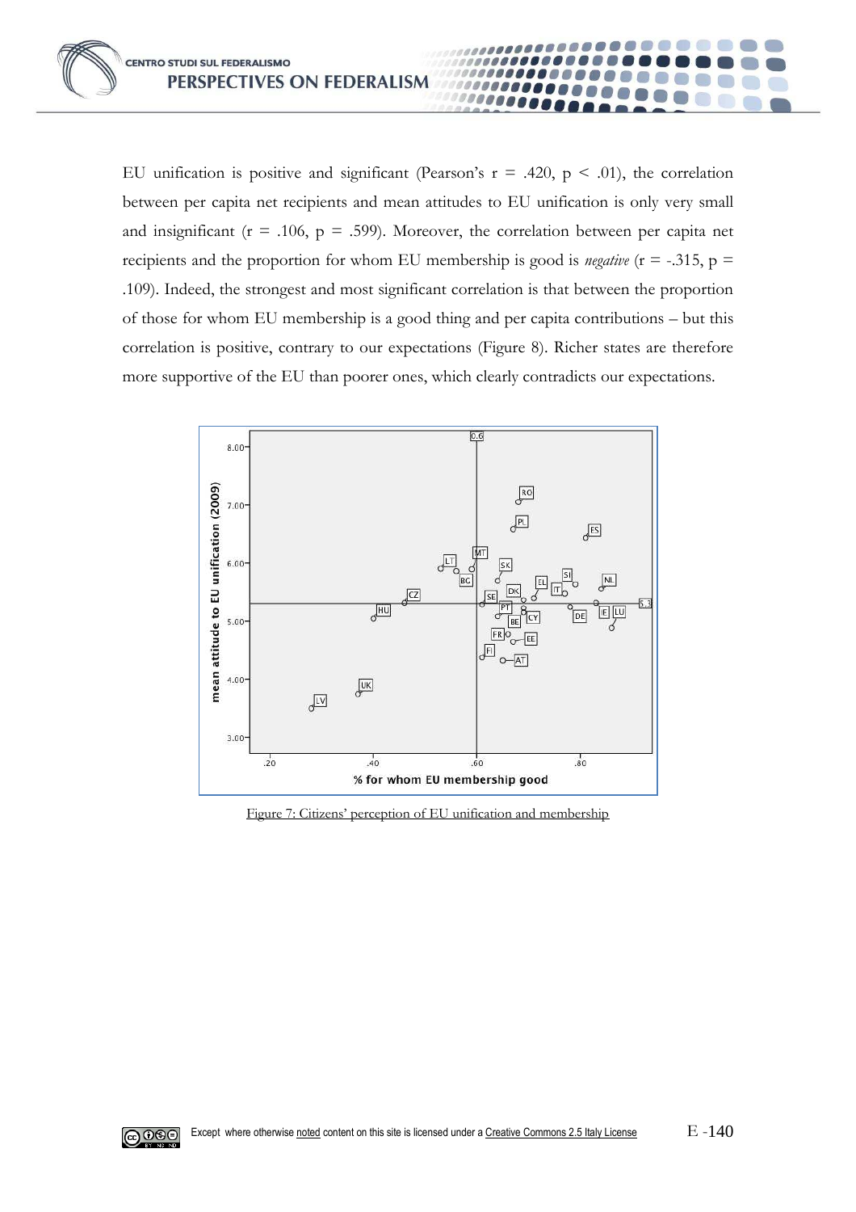EU unification is positive and significant (Pearson's $r = .420$, $p < .01$), the correlation between per capita net recipients and mean attitudes to EU unification is only very small and insignificant ($r = .106$, $p = .599$). Moreover, the correlation between per capita net recipients and the proportion for whom EU membership is good is *negative* ($r = -.315$, $p = .109$). Indeed, the strongest and most significant correlation is that between the proportion of those for whom EU membership is a good thing and per capita contributions – but this correlation is positive, contrary to our expectations (Figure 8). Richer states are therefore more supportive of the EU than poorer ones, which clearly contradicts our expectations.

mean attitude to EU unification (2009)

8.00
7.00
6.00
5.00
4.00
3.00

.20
.40
.60
.80

% for whom EU membership good

0.6
5.3

RO
PL
ES
MT
LT
SK
BG
SI
NL
EL
IT
DK
CZ
SE
HU
PT
IE
LU
DE
CY
BE
FR
EE
FI
AT
UK
LV

Figure 7: Citizens' perception of EU unification and membership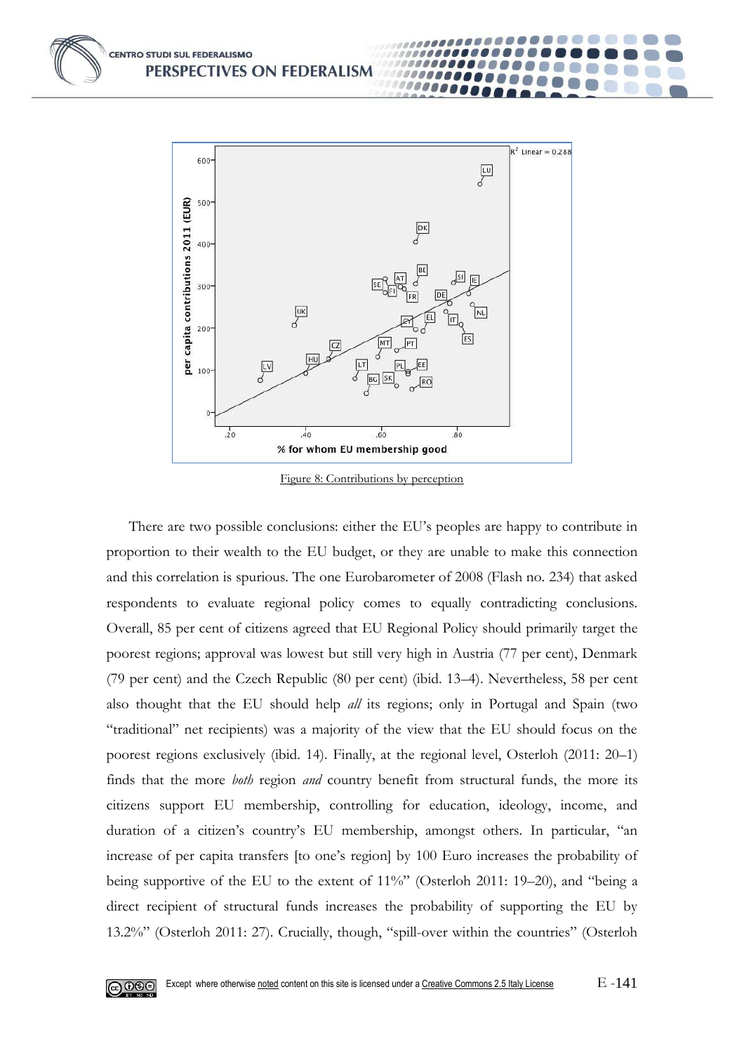$R^2$ Linear = 0.288

600
500
400
300
200
100
0

per capita contributions 2011 (EUR)

LU
DK
BE
SI
IE
SE
AT
FI
FR
DE
NL
UK
CY
EL
IT
ES
CZ
MT
PT
HU
LV
LT
PL
EE
BG
SK
RO

.20
.40
.60
.80

% for whom EU membership good

Figure 8: Contributions by perception

There are two possible conclusions: either the EU's peoples are happy to contribute in proportion to their wealth to the EU budget, or they are unable to make this connection and this correlation is spurious. The one Eurobarometer of 2008 (Flash no. 234) that asked respondents to evaluate regional policy comes to equally contradicting conclusions. Overall, 85 per cent of citizens agreed that EU Regional Policy should primarily target the poorest regions; approval was lowest but still very high in Austria (77 per cent), Denmark (79 per cent) and the Czech Republic (80 per cent) (ibid. 13–4). Nevertheless, 58 per cent also thought that the EU should help *all* its regions; only in Portugal and Spain (two "traditional" net recipients) was a majority of the view that the EU should focus on the poorest regions exclusively (ibid. 14). Finally, at the regional level, Osterloh (2011: 20–1) finds that the more *both* region *and* country benefit from structural funds, the more its citizens support EU membership, controlling for education, ideology, income, and duration of a citizen's country's EU membership, amongst others. In particular, "an increase of per capita transfers [to one's region] by 100 Euro increases the probability of being supportive of the EU to the extent of 11%" (Osterloh 2011: 19–20), and "being a direct recipient of structural funds increases the probability of supporting the EU by 13.2%" (Osterloh 2011: 27). Crucially, though, "spill-over within the countries" (Osterloh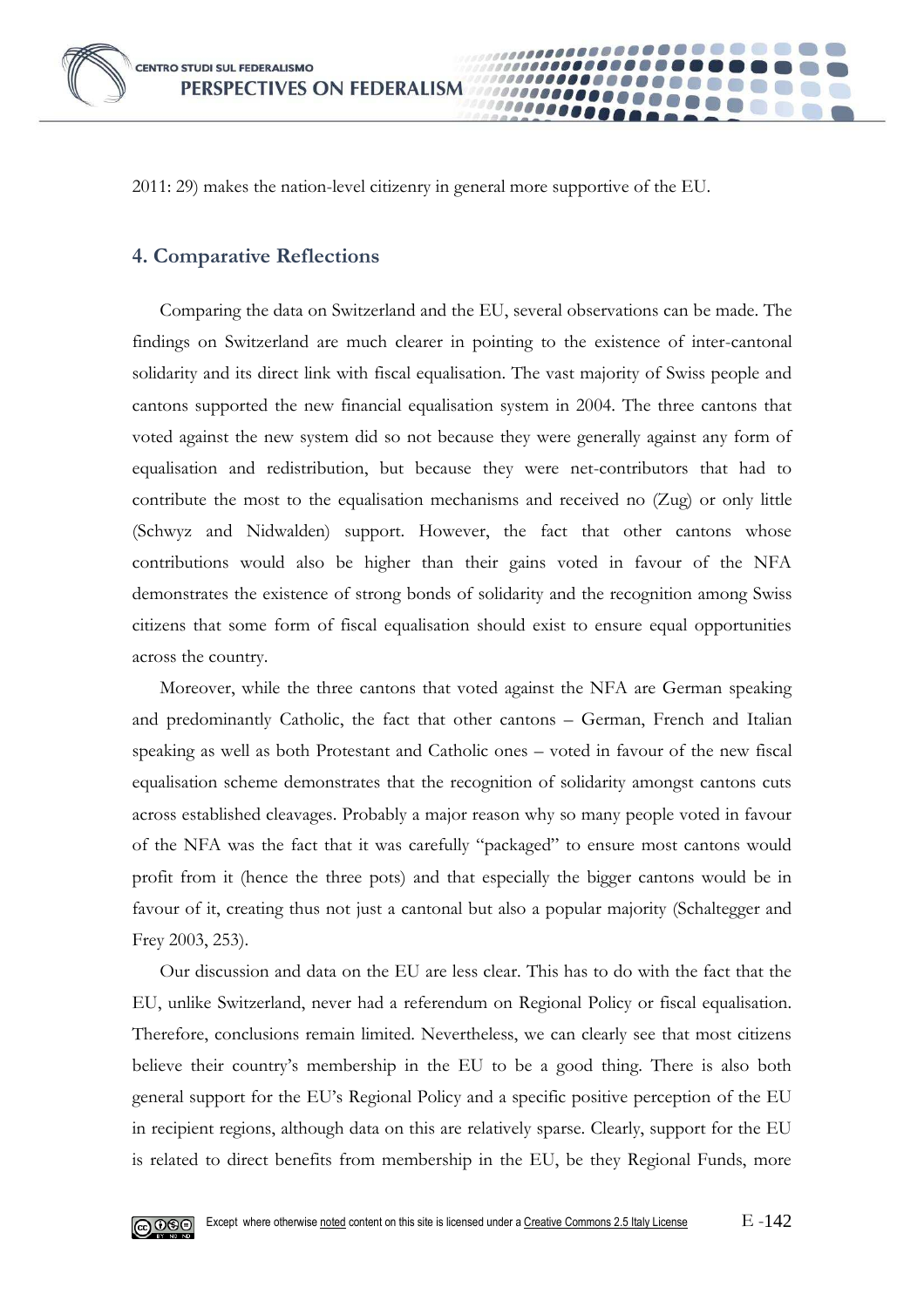2011: 29) makes the nation-level citizenry in general more supportive of the EU.

## 4. Comparative Reflections

Comparing the data on Switzerland and the EU, several observations can be made. The findings on Switzerland are much clearer in pointing to the existence of inter-cantonal solidarity and its direct link with fiscal equalisation. The vast majority of Swiss people and cantons supported the new financial equalisation system in 2004. The three cantons that voted against the new system did so not because they were generally against any form of equalisation and redistribution, but because they were net-contributors that had to contribute the most to the equalisation mechanisms and received no (Zug) or only little (Schwyz and Nidwalden) support. However, the fact that other cantons whose contributions would also be higher than their gains voted in favour of the NFA demonstrates the existence of strong bonds of solidarity and the recognition among Swiss citizens that some form of fiscal equalisation should exist to ensure equal opportunities across the country.

Moreover, while the three cantons that voted against the NFA are German speaking and predominantly Catholic, the fact that other cantons – German, French and Italian speaking as well as both Protestant and Catholic ones – voted in favour of the new fiscal equalisation scheme demonstrates that the recognition of solidarity amongst cantons cuts across established cleavages. Probably a major reason why so many people voted in favour of the NFA was the fact that it was carefully "packaged" to ensure most cantons would profit from it (hence the three pots) and that especially the bigger cantons would be in favour of it, creating thus not just a cantonal but also a popular majority (Schaltegger and Frey 2003, 253).

Our discussion and data on the EU are less clear. This has to do with the fact that the EU, unlike Switzerland, never had a referendum on Regional Policy or fiscal equalisation. Therefore, conclusions remain limited. Nevertheless, we can clearly see that most citizens believe their country's membership in the EU to be a good thing. There is also both general support for the EU's Regional Policy and a specific positive perception of the EU in recipient regions, although data on this are relatively sparse. Clearly, support for the EU is related to direct benefits from membership in the EU, be they Regional Funds, more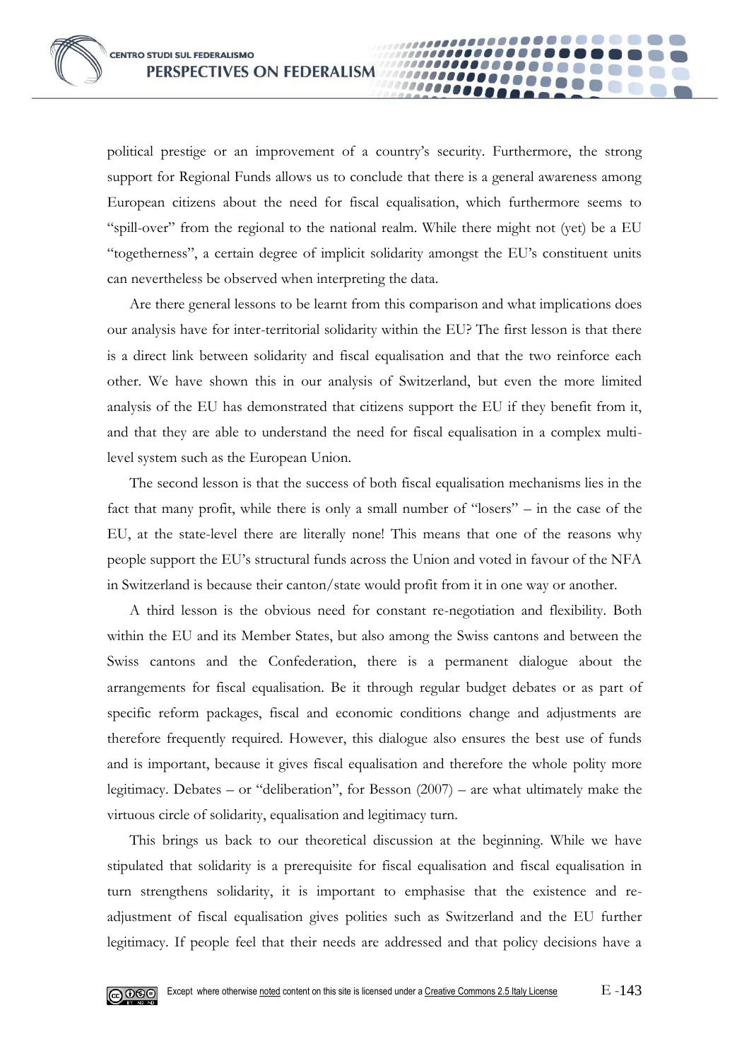political prestige or an improvement of a country's security. Furthermore, the strong support for Regional Funds allows us to conclude that there is a general awareness among European citizens about the need for fiscal equalisation, which furthermore seems to "spill-over" from the regional to the national realm. While there might not (yet) be a EU "togetherness", a certain degree of implicit solidarity amongst the EU's constituent units can nevertheless be observed when interpreting the data.

Are there general lessons to be learnt from this comparison and what implications does our analysis have for inter-territorial solidarity within the EU? The first lesson is that there is a direct link between solidarity and fiscal equalisation and that the two reinforce each other. We have shown this in our analysis of Switzerland, but even the more limited analysis of the EU has demonstrated that citizens support the EU if they benefit from it, and that they are able to understand the need for fiscal equalisation in a complex multi-level system such as the European Union.

The second lesson is that the success of both fiscal equalisation mechanisms lies in the fact that many profit, while there is only a small number of "losers" – in the case of the EU, at the state-level there are literally none! This means that one of the reasons why people support the EU's structural funds across the Union and voted in favour of the NFA in Switzerland is because their canton/state would profit from it in one way or another.

A third lesson is the obvious need for constant re-negotiation and flexibility. Both within the EU and its Member States, but also among the Swiss cantons and between the Swiss cantons and the Confederation, there is a permanent dialogue about the arrangements for fiscal equalisation. Be it through regular budget debates or as part of specific reform packages, fiscal and economic conditions change and adjustments are therefore frequently required. However, this dialogue also ensures the best use of funds and is important, because it gives fiscal equalisation and therefore the whole polity more legitimacy. Debates – or "deliberation", for Besson (2007) – are what ultimately make the virtuous circle of solidarity, equalisation and legitimacy turn.

This brings us back to our theoretical discussion at the beginning. While we have stipulated that solidarity is a prerequisite for fiscal equalisation and fiscal equalisation in turn strengthens solidarity, it is important to emphasise that the existence and re-adjustment of fiscal equalisation gives polities such as Switzerland and the EU further legitimacy. If people feel that their needs are addressed and that policy decisions have a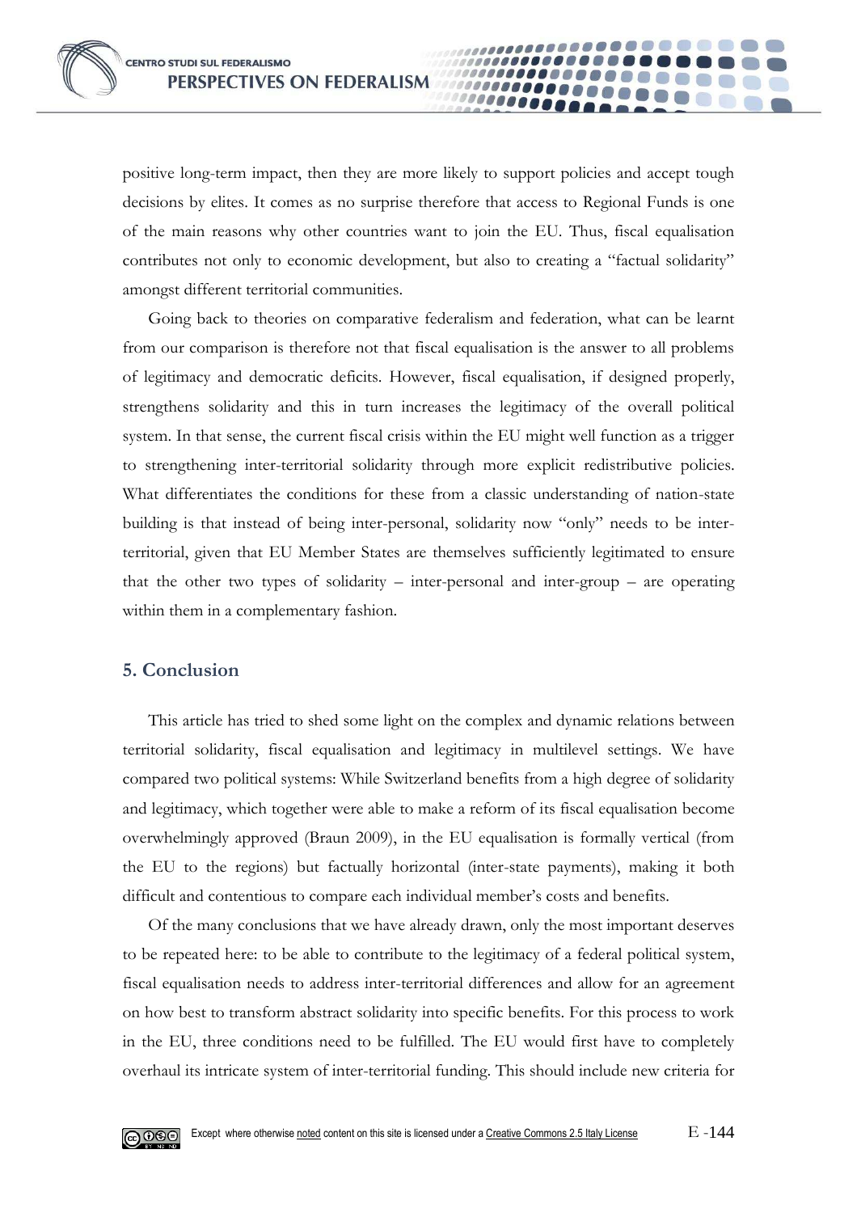positive long-term impact, then they are more likely to support policies and accept tough decisions by elites. It comes as no surprise therefore that access to Regional Funds is one of the main reasons why other countries want to join the EU. Thus, fiscal equalisation contributes not only to economic development, but also to creating a "factual solidarity" amongst different territorial communities.

Going back to theories on comparative federalism and federation, what can be learnt from our comparison is therefore not that fiscal equalisation is the answer to all problems of legitimacy and democratic deficits. However, fiscal equalisation, if designed properly, strengthens solidarity and this in turn increases the legitimacy of the overall political system. In that sense, the current fiscal crisis within the EU might well function as a trigger to strengthening inter-territorial solidarity through more explicit redistributive policies. What differentiates the conditions for these from a classic understanding of nation-state building is that instead of being inter-personal, solidarity now "only" needs to be inter-territorial, given that EU Member States are themselves sufficiently legitimated to ensure that the other two types of solidarity – inter-personal and inter-group – are operating within them in a complementary fashion.

## 5. Conclusion

This article has tried to shed some light on the complex and dynamic relations between territorial solidarity, fiscal equalisation and legitimacy in multilevel settings. We have compared two political systems: While Switzerland benefits from a high degree of solidarity and legitimacy, which together were able to make a reform of its fiscal equalisation become overwhelmingly approved (Braun 2009), in the EU equalisation is formally vertical (from the EU to the regions) but factually horizontal (inter-state payments), making it both difficult and contentious to compare each individual member's costs and benefits.

Of the many conclusions that we have already drawn, only the most important deserves to be repeated here: to be able to contribute to the legitimacy of a federal political system, fiscal equalisation needs to address inter-territorial differences and allow for an agreement on how best to transform abstract solidarity into specific benefits. For this process to work in the EU, three conditions need to be fulfilled. The EU would first have to completely overhaul its intricate system of inter-territorial funding. This should include new criteria for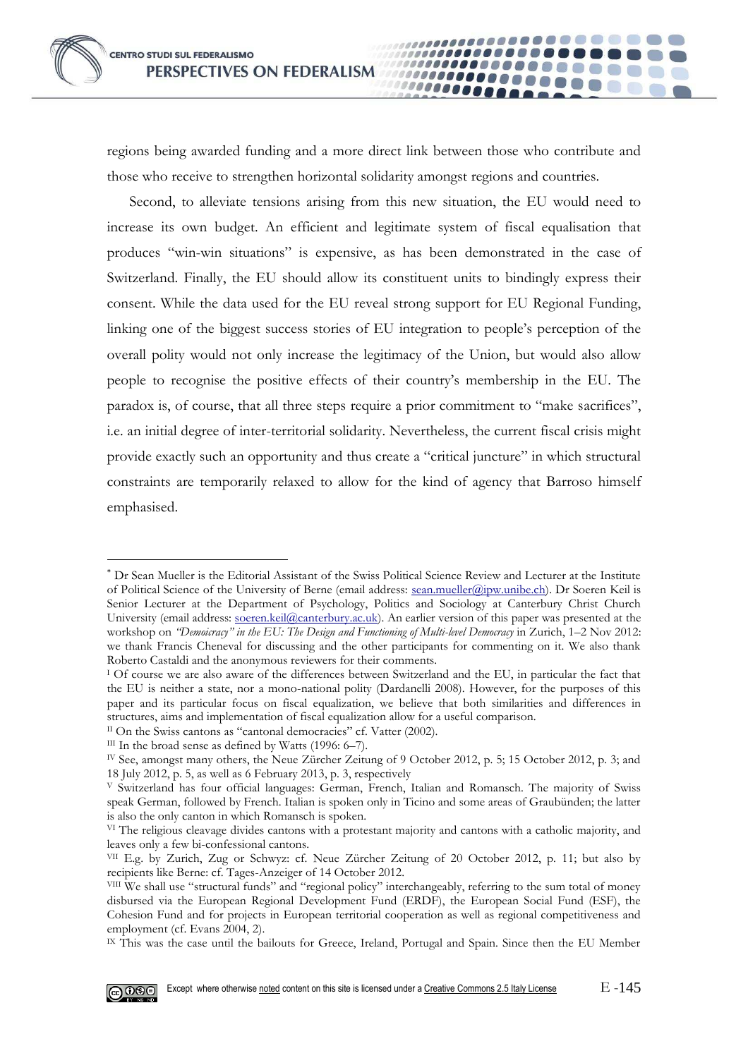regions being awarded funding and a more direct link between those who contribute and those who receive to strengthen horizontal solidarity amongst regions and countries.

Second, to alleviate tensions arising from this new situation, the EU would need to increase its own budget. An efficient and legitimate system of fiscal equalisation that produces "win-win situations" is expensive, as has been demonstrated in the case of Switzerland. Finally, the EU should allow its constituent units to bindingly express their consent. While the data used for the EU reveal strong support for EU Regional Funding, linking one of the biggest success stories of EU integration to people's perception of the overall polity would not only increase the legitimacy of the Union, but would also allow people to recognise the positive effects of their country's membership in the EU. The paradox is, of course, that all three steps require a prior commitment to "make sacrifices", i.e. an initial degree of inter-territorial solidarity. Nevertheless, the current fiscal crisis might provide exactly such an opportunity and thus create a "critical juncture" in which structural constraints are temporarily relaxed to allow for the kind of agency that Barroso himself emphasised.

---

[*] Dr Sean Mueller is the Editorial Assistant of the Swiss Political Science Review and Lecturer at the Institute of Political Science of the University of Berne (email address: sean.mueller@ipw.unibe.ch). Dr Soeren Keil is Senior Lecturer at the Department of Psychology, Politics and Sociology at Canterbury Christ Church University (email address: soeren.keil@canterbury.ac.uk). An earlier version of this paper was presented at the workshop on *"Demoicracy" in the EU: The Design and Functioning of Multi-level Democracy* in Zurich, 1–2 Nov 2012: we thank Francis Cheneval for discussing and the other participants for commenting on it. We also thank Roberto Castaldi and the anonymous reviewers for their comments.

[I] Of course we are also aware of the differences between Switzerland and the EU, in particular the fact that the EU is neither a state, nor a mono-national polity (Dardanelli 2008). However, for the purposes of this paper and its particular focus on fiscal equalization, we believe that both similarities and differences in structures, aims and implementation of fiscal equalization allow for a useful comparison.

[II] On the Swiss cantons as "cantonal democracies" cf. Vatter (2002).

[III] In the broad sense as defined by Watts (1996: 6–7).

[IV] See, amongst many others, the Neue Zürcher Zeitung of 9 October 2012, p. 5; 15 October 2012, p. 3; and 18 July 2012, p. 5, as well as 6 February 2013, p. 3, respectively

[V] Switzerland has four official languages: German, French, Italian and Romansch. The majority of Swiss speak German, followed by French. Italian is spoken only in Ticino and some areas of Graubünden; the latter is also the only canton in which Romansch is spoken.

[VI] The religious cleavage divides cantons with a protestant majority and cantons with a catholic majority, and leaves only a few bi-confessional cantons.

[VII] E.g. by Zurich, Zug or Schwyz: cf. Neue Zürcher Zeitung of 20 October 2012, p. 11; but also by recipients like Berne: cf. Tages-Anzeiger of 14 October 2012.

[VIII] We shall use "structural funds" and "regional policy" interchangeably, referring to the sum total of money disbursed via the European Regional Development Fund (ERDF), the European Social Fund (ESF), the Cohesion Fund and for projects in European territorial cooperation as well as regional competitiveness and employment (cf. Evans 2004, 2).

[IX] This was the case until the bailouts for Greece, Ireland, Portugal and Spain. Since then the EU Member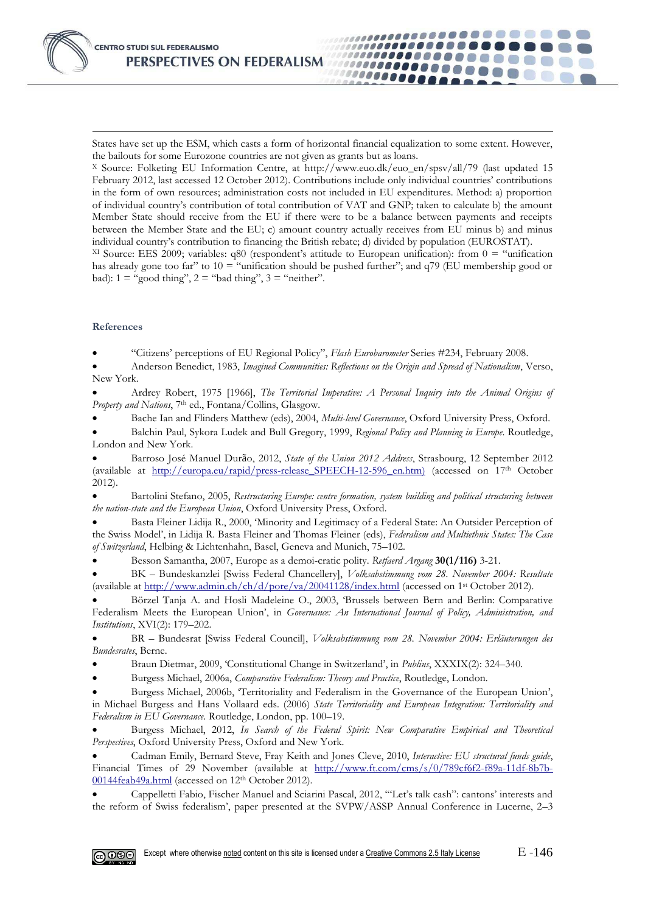States have set up the ESM, which casts a form of horizontal financial equalization to some extent. However, the bailouts for some Eurozone countries are not given as grants but as loans.

[X] Source: Folketing EU Information Centre, at http://www.euo.dk/euo_en/spsv/all/79 (last updated 15 February 2012, last accessed 12 October 2012). Contributions include only individual countries' contributions in the form of own resources; administration costs not included in EU expenditures. Method: a) proportion of individual country's contribution of total contribution of VAT and GNP; taken to calculate b) the amount Member State should receive from the EU if there were to be a balance between payments and receipts between the Member State and the EU; c) amount country actually receives from EU minus b) and minus individual country's contribution to financing the British rebate; d) divided by population (EUROSTAT).

[XI] Source: EES 2009; variables: q80 (respondent's attitude to European unification): from 0 = "unification has already gone too far" to 10 = "unification should be pushed further"; and q79 (EU membership good or bad): 1 = "good thing", 2 = "bad thing", 3 = "neither".

## References

- "Citizens' perceptions of EU Regional Policy", *Flash Eurobarometer* Series #234, February 2008.
- Anderson Benedict, 1983, *Imagined Communities: Reflections on the Origin and Spread of Nationalism*, Verso, New York.
- Ardrey Robert, 1975 [1966], *The Territorial Imperative: A Personal Inquiry into the Animal Origins of Property and Nations*, 7th ed., Fontana/Collins, Glasgow.
- Bache Ian and Flinders Matthew (eds), 2004, *Multi-level Governance*, Oxford University Press, Oxford.
- Balchin Paul, Sykora Ludek and Bull Gregory, 1999, *Regional Policy and Planning in Europe*. Routledge, London and New York.
- Barroso José Manuel Durão, 2012, *State of the Union 2012 Address*, Strasbourg, 12 September 2012 (available at http://europa.eu/rapid/press-release_SPEECH-12-596_en.htm) (accessed on 17th October 2012).
- Bartolini Stefano, 2005, *Restructuring Europe: centre formation, system building and political structuring between the nation-state and the European Union*, Oxford University Press, Oxford.
- Basta Fleiner Lidija R., 2000, 'Minority and Legitimacy of a Federal State: An Outsider Perception of the Swiss Model', in Lidija R. Basta Fleiner and Thomas Fleiner (eds), *Federalism and Multiethnic States: The Case of Switzerland*, Helbing & Lichtenhahn, Basel, Geneva and Munich, 75–102.
- Besson Samantha, 2007, Europe as a demoi-cratic polity. *Retfaerd Argang* **30(1/116)** 3-21.
- BK – Bundeskanzlei [Swiss Federal Chancellery], *Volksabstimmung vom 28. November 2004: Resultate* (available at http://www.admin.ch/ch/d/pore/va/20041128/index.html (accessed on 1st October 2012).
- Börzel Tanja A. and Hosli Madeleine O., 2003, 'Brussels between Bern and Berlin: Comparative Federalism Meets the European Union', in *Governance: An International Journal of Policy, Administration, and Institutions*, XVI(2): 179–202.
- BR – Bundesrat [Swiss Federal Council], *Volksabstimmung vom 28. November 2004: Erläuterungen des Bundesrates*, Berne.
- Braun Dietmar, 2009, 'Constitutional Change in Switzerland', in *Publius*, XXXIX(2): 324–340.
- Burgess Michael, 2006a, *Comparative Federalism: Theory and Practice*, Routledge, London.
- Burgess Michael, 2006b, 'Territoriality and Federalism in the Governance of the European Union', in Michael Burgess and Hans Vollaard eds. (2006) *State Territoriality and European Integration: Territoriality and Federalism in EU Governance*. Routledge, London, pp. 100–19.
- Burgess Michael, 2012, *In Search of the Federal Spirit: New Comparative Empirical and Theoretical Perspectives*, Oxford University Press, Oxford and New York.
- Cadman Emily, Bernard Steve, Fray Keith and Jones Cleve, 2010, *Interactive: EU structural funds guide*, Financial Times of 29 November (available at http://www.ft.com/cms/s/0/789cf6f2-f89a-11df-8b7b-00144feab49a.html (accessed on 12th October 2012).
- Cappelletti Fabio, Fischer Manuel and Sciarini Pascal, 2012, '"Let's talk cash": cantons' interests and the reform of Swiss federalism', paper presented at the SVPW/ASSP Annual Conference in Lucerne, 2–3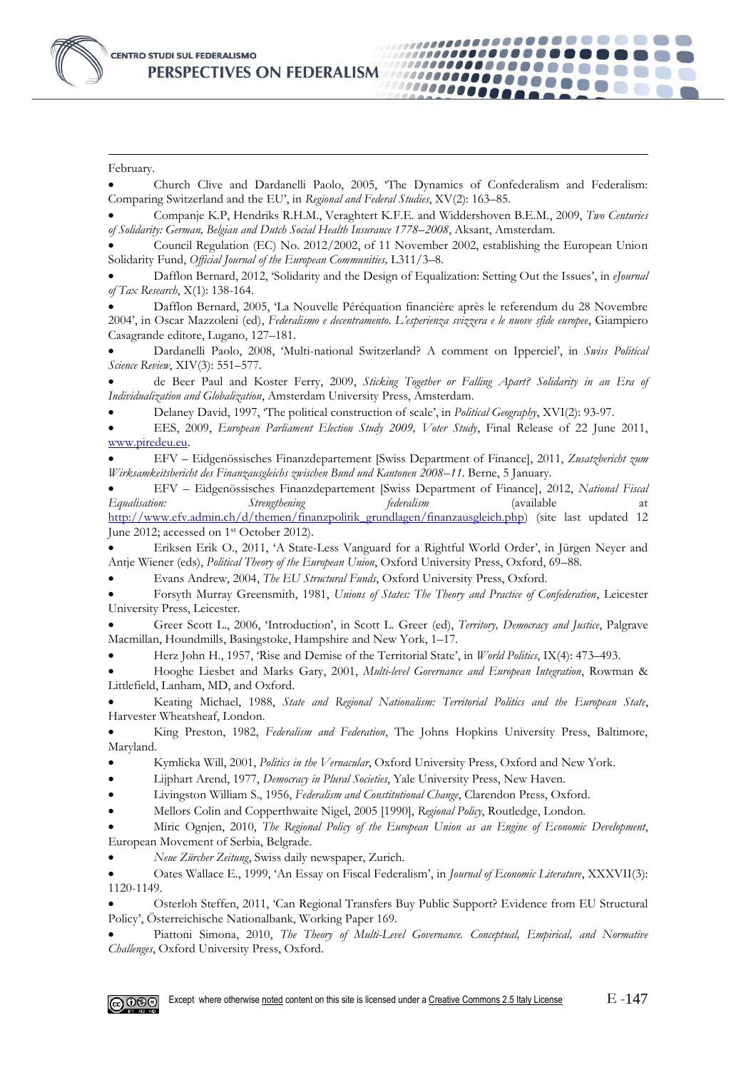February.

- Church Clive and Dardanelli Paolo, 2005, 'The Dynamics of Confederalism and Federalism: Comparing Switzerland and the EU', in *Regional and Federal Studies*, XV(2): 163–85.
- Companje K.P, Hendriks R.H.M., Veraghtert K.F.E. and Widdershoven B.E.M., 2009, *Two Centuries of Solidarity: German, Belgian and Dutch Social Health Insurance 1778–2008*, Aksant, Amsterdam.
- Council Regulation (EC) No. 2012/2002, of 11 November 2002, establishing the European Union Solidarity Fund, *Official Journal of the European Communities,* L311/3–8.
- Dafflon Bernard, 2012, 'Solidarity and the Design of Equalization: Setting Out the Issues', in *eJournal of Tax Research*, X(1): 138-164.
- Dafflon Bernard, 2005, 'La Nouvelle Péréquation financière après le referendum du 28 Novembre 2004', in Oscar Mazzoleni (ed), *Federalismo e decentramento. L'esperienza svizzera e le nuove sfide europee*, Giampiero Casagrande editore, Lugano, 127–181.
- Dardanelli Paolo, 2008, 'Multi-national Switzerland? A comment on Ipperciel', in *Swiss Political Science Review*, XIV(3): 551–577.
- de Beer Paul and Koster Ferry, 2009, *Sticking Together or Falling Apart? Solidarity in an Era of Individualization and Globalization*, Amsterdam University Press, Amsterdam.
- Delaney David, 1997, 'The political construction of scale', in *Political Geography*, XVI(2): 93-97.
- EES, 2009, *European Parliament Election Study 2009, Voter Study*, Final Release of 22 June 2011, www.piredeu.eu.
- EFV – Eidgenössisches Finanzdepartement [Swiss Department of Finance], 2011, *Zusatzbericht zum Wirksamkeitsbericht des Finanzausgleichs zwischen Bund und Kantonen 2008–11*. Berne, 5 January.
- EFV – Eidgenössisches Finanzdepartement [Swiss Department of Finance], 2012, *National Fiscal Equalisation: Strengthening federalism* (available at http://www.efv.admin.ch/d/themen/finanzpolitik_grundlagen/finanzausgleich.php) (site last updated 12 June 2012; accessed on 1st October 2012).
- Eriksen Erik O., 2011, 'A State-Less Vanguard for a Rightful World Order', in Jürgen Neyer and Antje Wiener (eds), *Political Theory of the European Union*, Oxford University Press, Oxford, 69–88.
- Evans Andrew, 2004, *The EU Structural Funds*, Oxford University Press, Oxford.
- Forsyth Murray Greensmith, 1981, *Unions of States: The Theory and Practice of Confederation*, Leicester University Press, Leicester.
- Greer Scott L., 2006, 'Introduction', in Scott L. Greer (ed), *Territory, Democracy and Justice*, Palgrave Macmillan, Houndmills, Basingstoke, Hampshire and New York, 1–17.
- Herz John H., 1957, 'Rise and Demise of the Territorial State', in *World Politics*, IX(4): 473–493.
- Hooghe Liesbet and Marks Gary, 2001, *Multi-level Governance and European Integration*, Rowman & Littlefield, Lanham, MD, and Oxford.
- Keating Michael, 1988, *State and Regional Nationalism: Territorial Politics and the European State*, Harvester Wheatsheaf, London.
- King Preston, 1982, *Federalism and Federation*, The Johns Hopkins University Press, Baltimore, Maryland.
- Kymlicka Will, 2001, *Politics in the Vernacular*, Oxford University Press, Oxford and New York.
- Lijphart Arend, 1977, *Democracy in Plural Societies*, Yale University Press, New Haven.
- Livingston William S., 1956, *Federalism and Constitutional Change*, Clarendon Press, Oxford.
- Mellors Colin and Copperthwaite Nigel, 2005 [1990], *Regional Policy*, Routledge, London.
- Miric Ognjen, 2010, *The Regional Policy of the European Union as an Engine of Economic Development*, European Movement of Serbia, Belgrade.
- *Neue Zürcher Zeitung*, Swiss daily newspaper, Zurich.
- Oates Wallace E., 1999, 'An Essay on Fiscal Federalism', in *Journal of Economic Literature*, XXXVII(3): 1120-1149.
- Osterloh Steffen, 2011, 'Can Regional Transfers Buy Public Support? Evidence from EU Structural Policy', Österreichische Nationalbank, Working Paper 169.
- Piattoni Simona, 2010, *The Theory of Multi-Level Governance. Conceptual, Empirical, and Normative Challenges*, Oxford University Press, Oxford.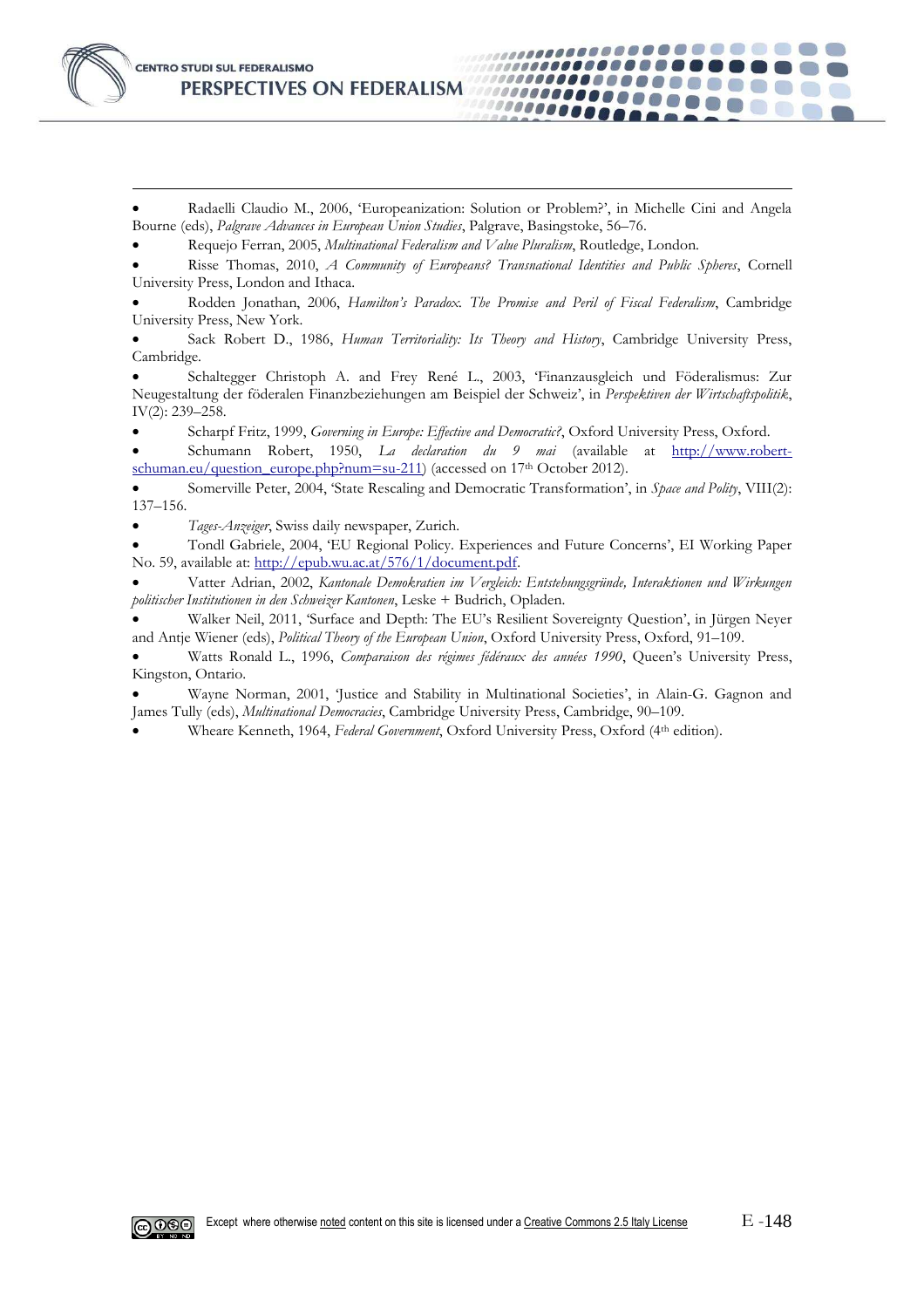- Radaelli Claudio M., 2006, 'Europeanization: Solution or Problem?', in Michelle Cini and Angela Bourne (eds), *Palgrave Advances in European Union Studies*, Palgrave, Basingstoke, 56–76.
- Requejo Ferran, 2005, *Multinational Federalism and Value Pluralism*, Routledge, London.
- Risse Thomas, 2010, *A Community of Europeans? Transnational Identities and Public Spheres*, Cornell University Press, London and Ithaca.
- Rodden Jonathan, 2006, *Hamilton's Paradox. The Promise and Peril of Fiscal Federalism*, Cambridge University Press, New York.
- Sack Robert D., 1986, *Human Territoriality: Its Theory and History*, Cambridge University Press, Cambridge.
- Schaltegger Christoph A. and Frey René L., 2003, 'Finanzausgleich und Föderalismus: Zur Neugestaltung der föderalen Finanzbeziehungen am Beispiel der Schweiz', in *Perspektiven der Wirtschaftspolitik*, IV(2): 239–258.
- Scharpf Fritz, 1999, *Governing in Europe: Effective and Democratic?*, Oxford University Press, Oxford.
- Schumann Robert, 1950, *La declaration du 9 mai* (available at http://www.robert-schuman.eu/question_europe.php?num=su-211) (accessed on 17th October 2012).
- Somerville Peter, 2004, 'State Rescaling and Democratic Transformation', in *Space and Polity*, VIII(2): 137–156.
- *Tages-Anzeiger*, Swiss daily newspaper, Zurich.
- Tondl Gabriele, 2004, 'EU Regional Policy. Experiences and Future Concerns', EI Working Paper No. 59, available at: http://epub.wu.ac.at/576/1/document.pdf.
- Vatter Adrian, 2002, *Kantonale Demokratien im Vergleich: Entstehungsgründe, Interaktionen und Wirkungen politischer Institutionen in den Schweizer Kantonen*, Leske + Budrich, Opladen.
- Walker Neil, 2011, 'Surface and Depth: The EU's Resilient Sovereignty Question', in Jürgen Neyer and Antje Wiener (eds), *Political Theory of the European Union*, Oxford University Press, Oxford, 91–109.
- Watts Ronald L., 1996, *Comparaison des régimes fédéraux des années 1990*, Queen's University Press, Kingston, Ontario.
- Wayne Norman, 2001, 'Justice and Stability in Multinational Societies', in Alain-G. Gagnon and James Tully (eds), *Multinational Democracies*, Cambridge University Press, Cambridge, 90–109.
- Wheare Kenneth, 1964, *Federal Government*, Oxford University Press, Oxford (4th edition).